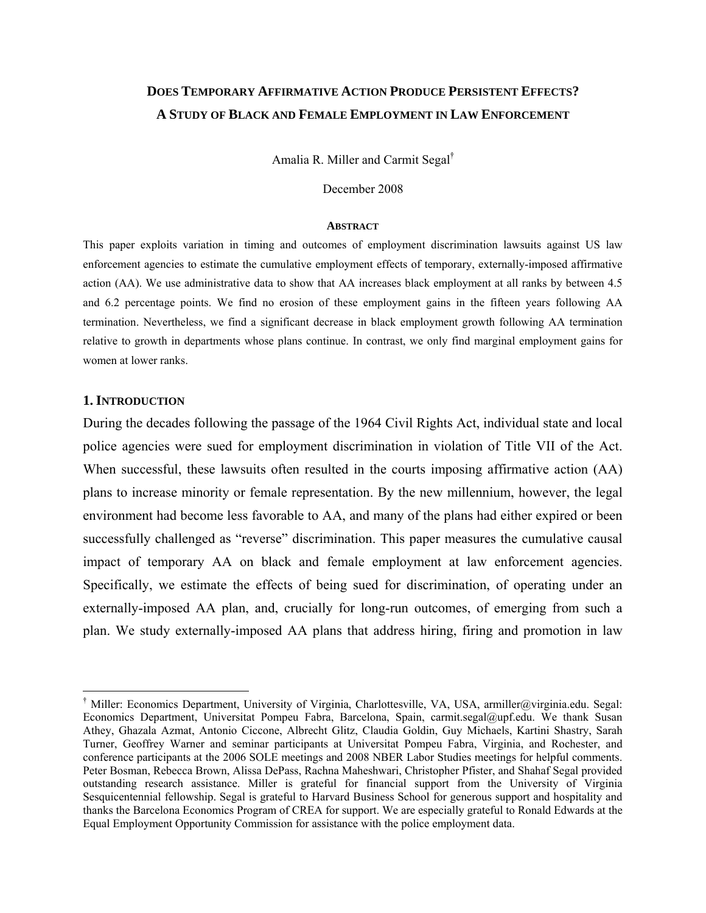# DOES TEMPORARY AFFIRMATIVE ACTION PRODUCE PERSISTENT EFFECTS? A STUDY OF BLACK AND FEMALE EMPLOYMENT IN LAW ENFORCEMENT

Amalia R. Miller and Carmit Segal[†]

December 2008

**ABSTRACT**

This paper exploits variation in timing and outcomes of employment discrimination lawsuits against US law enforcement agencies to estimate the cumulative employment effects of temporary, externally-imposed affirmative action (AA). We use administrative data to show that AA increases black employment at all ranks by between 4.5 and 6.2 percentage points. We find no erosion of these employment gains in the fifteen years following AA termination. Nevertheless, we find a significant decrease in black employment growth following AA termination relative to growth in departments whose plans continue. In contrast, we only find marginal employment gains for women at lower ranks.

## 1. INTRODUCTION

During the decades following the passage of the 1964 Civil Rights Act, individual state and local police agencies were sued for employment discrimination in violation of Title VII of the Act. When successful, these lawsuits often resulted in the courts imposing affirmative action (AA) plans to increase minority or female representation. By the new millennium, however, the legal environment had become less favorable to AA, and many of the plans had either expired or been successfully challenged as "reverse" discrimination. This paper measures the cumulative causal impact of temporary AA on black and female employment at law enforcement agencies. Specifically, we estimate the effects of being sued for discrimination, of operating under an externally-imposed AA plan, and, crucially for long-run outcomes, of emerging from such a plan. We study externally-imposed AA plans that address hiring, firing and promotion in law

[†] Miller: Economics Department, University of Virginia, Charlottesville, VA, USA, armiller@virginia.edu. Segal: Economics Department, Universitat Pompeu Fabra, Barcelona, Spain, carmit.segal@upf.edu. We thank Susan Athey, Ghazala Azmat, Antonio Ciccone, Albrecht Glitz, Claudia Goldin, Guy Michaels, Kartini Shastry, Sarah Turner, Geoffrey Warner and seminar participants at Universitat Pompeu Fabra, Virginia, and Rochester, and conference participants at the 2006 SOLE meetings and 2008 NBER Labor Studies meetings for helpful comments. Peter Bosman, Rebecca Brown, Alissa DePass, Rachna Maheshwari, Christopher Pfister, and Shahaf Segal provided outstanding research assistance. Miller is grateful for financial support from the University of Virginia Sesquicentennial fellowship. Segal is grateful to Harvard Business School for generous support and hospitality and thanks the Barcelona Economics Program of CREA for support. We are especially grateful to Ronald Edwards at the Equal Employment Opportunity Commission for assistance with the police employment data.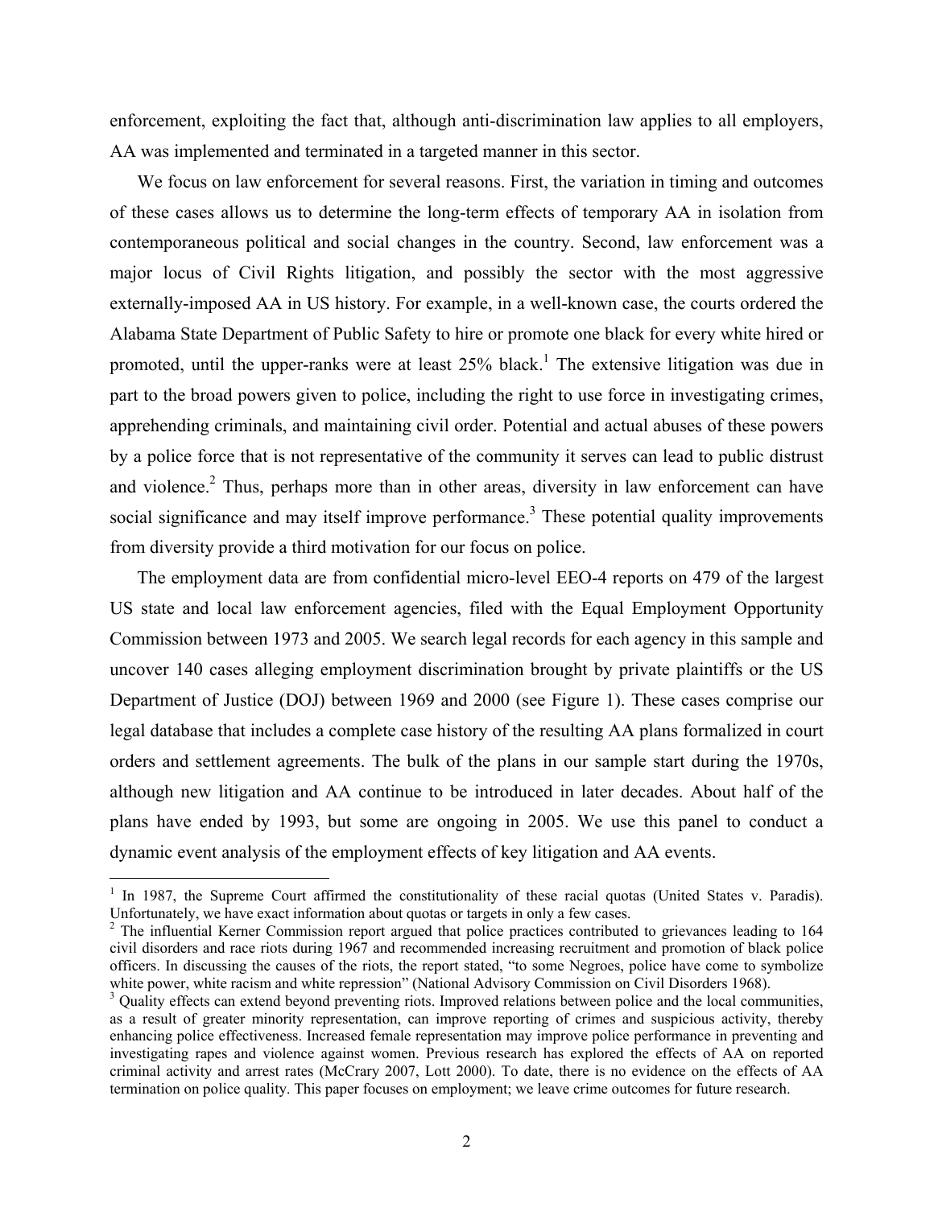enforcement, exploiting the fact that, although anti-discrimination law applies to all employers, AA was implemented and terminated in a targeted manner in this sector.

We focus on law enforcement for several reasons. First, the variation in timing and outcomes of these cases allows us to determine the long-term effects of temporary AA in isolation from contemporaneous political and social changes in the country. Second, law enforcement was a major locus of Civil Rights litigation, and possibly the sector with the most aggressive externally-imposed AA in US history. For example, in a well-known case, the courts ordered the Alabama State Department of Public Safety to hire or promote one black for every white hired or promoted, until the upper-ranks were at least 25% black.[1] The extensive litigation was due in part to the broad powers given to police, including the right to use force in investigating crimes, apprehending criminals, and maintaining civil order. Potential and actual abuses of these powers by a police force that is not representative of the community it serves can lead to public distrust and violence.[2] Thus, perhaps more than in other areas, diversity in law enforcement can have social significance and may itself improve performance.[3] These potential quality improvements from diversity provide a third motivation for our focus on police.

The employment data are from confidential micro-level EEO-4 reports on 479 of the largest US state and local law enforcement agencies, filed with the Equal Employment Opportunity Commission between 1973 and 2005. We search legal records for each agency in this sample and uncover 140 cases alleging employment discrimination brought by private plaintiffs or the US Department of Justice (DOJ) between 1969 and 2000 (see Figure 1). These cases comprise our legal database that includes a complete case history of the resulting AA plans formalized in court orders and settlement agreements. The bulk of the plans in our sample start during the 1970s, although new litigation and AA continue to be introduced in later decades. About half of the plans have ended by 1993, but some are ongoing in 2005. We use this panel to conduct a dynamic event analysis of the employment effects of key litigation and AA events.

---

[1] In 1987, the Supreme Court affirmed the constitutionality of these racial quotas (United States v. Paradis). Unfortunately, we have exact information about quotas or targets in only a few cases.

[2] The influential Kerner Commission report argued that police practices contributed to grievances leading to 164 civil disorders and race riots during 1967 and recommended increasing recruitment and promotion of black police officers. In discussing the causes of the riots, the report stated, "to some Negroes, police have come to symbolize white power, white racism and white repression" (National Advisory Commission on Civil Disorders 1968).

[3] Quality effects can extend beyond preventing riots. Improved relations between police and the local communities, as a result of greater minority representation, can improve reporting of crimes and suspicious activity, thereby enhancing police effectiveness. Increased female representation may improve police performance in preventing and investigating rapes and violence against women. Previous research has explored the effects of AA on reported criminal activity and arrest rates (McCrary 2007, Lott 2000). To date, there is no evidence on the effects of AA termination on police quality. This paper focuses on employment; we leave crime outcomes for future research.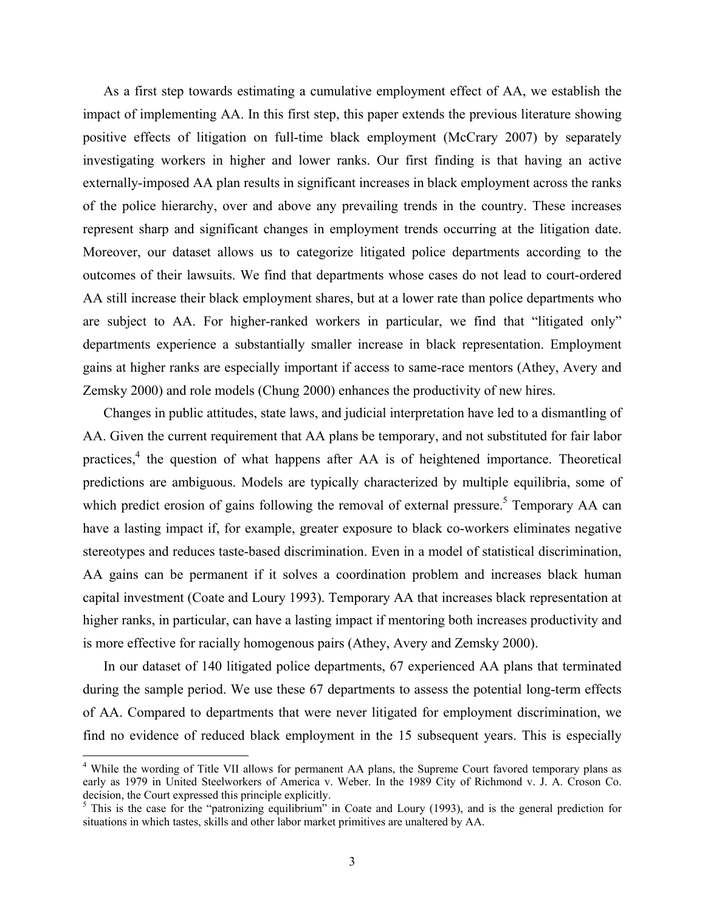As a first step towards estimating a cumulative employment effect of AA, we establish the impact of implementing AA. In this first step, this paper extends the previous literature showing positive effects of litigation on full-time black employment (McCrary 2007) by separately investigating workers in higher and lower ranks. Our first finding is that having an active externally-imposed AA plan results in significant increases in black employment across the ranks of the police hierarchy, over and above any prevailing trends in the country. These increases represent sharp and significant changes in employment trends occurring at the litigation date. Moreover, our dataset allows us to categorize litigated police departments according to the outcomes of their lawsuits. We find that departments whose cases do not lead to court-ordered AA still increase their black employment shares, but at a lower rate than police departments who are subject to AA. For higher-ranked workers in particular, we find that "litigated only" departments experience a substantially smaller increase in black representation. Employment gains at higher ranks are especially important if access to same-race mentors (Athey, Avery and Zemsky 2000) and role models (Chung 2000) enhances the productivity of new hires.

Changes in public attitudes, state laws, and judicial interpretation have led to a dismantling of AA. Given the current requirement that AA plans be temporary, and not substituted for fair labor practices,[4] the question of what happens after AA is of heightened importance. Theoretical predictions are ambiguous. Models are typically characterized by multiple equilibria, some of which predict erosion of gains following the removal of external pressure.[5] Temporary AA can have a lasting impact if, for example, greater exposure to black co-workers eliminates negative stereotypes and reduces taste-based discrimination. Even in a model of statistical discrimination, AA gains can be permanent if it solves a coordination problem and increases black human capital investment (Coate and Loury 1993). Temporary AA that increases black representation at higher ranks, in particular, can have a lasting impact if mentoring both increases productivity and is more effective for racially homogenous pairs (Athey, Avery and Zemsky 2000).

In our dataset of 140 litigated police departments, 67 experienced AA plans that terminated during the sample period. We use these 67 departments to assess the potential long-term effects of AA. Compared to departments that were never litigated for employment discrimination, we find no evidence of reduced black employment in the 15 subsequent years. This is especially

---

[4] While the wording of Title VII allows for permanent AA plans, the Supreme Court favored temporary plans as early as 1979 in United Steelworkers of America v. Weber. In the 1989 City of Richmond v. J. A. Croson Co. decision, the Court expressed this principle explicitly.

[5] This is the case for the "patronizing equilibrium" in Coate and Loury (1993), and is the general prediction for situations in which tastes, skills and other labor market primitives are unaltered by AA.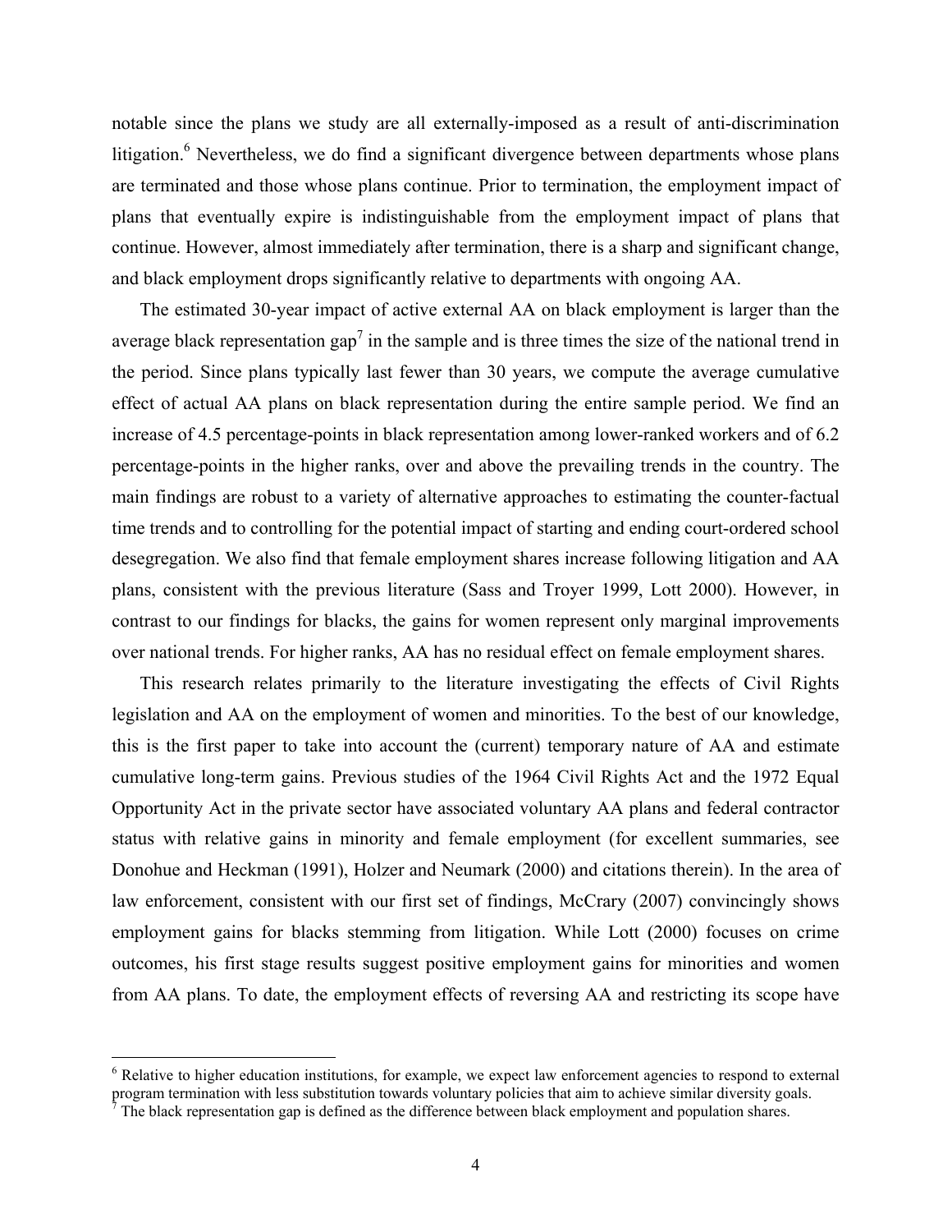notable since the plans we study are all externally-imposed as a result of anti-discrimination litigation.[6] Nevertheless, we do find a significant divergence between departments whose plans are terminated and those whose plans continue. Prior to termination, the employment impact of plans that eventually expire is indistinguishable from the employment impact of plans that continue. However, almost immediately after termination, there is a sharp and significant change, and black employment drops significantly relative to departments with ongoing AA.

The estimated 30-year impact of active external AA on black employment is larger than the average black representation gap[7] in the sample and is three times the size of the national trend in the period. Since plans typically last fewer than 30 years, we compute the average cumulative effect of actual AA plans on black representation during the entire sample period. We find an increase of 4.5 percentage-points in black representation among lower-ranked workers and of 6.2 percentage-points in the higher ranks, over and above the prevailing trends in the country. The main findings are robust to a variety of alternative approaches to estimating the counter-factual time trends and to controlling for the potential impact of starting and ending court-ordered school desegregation. We also find that female employment shares increase following litigation and AA plans, consistent with the previous literature (Sass and Troyer 1999, Lott 2000). However, in contrast to our findings for blacks, the gains for women represent only marginal improvements over national trends. For higher ranks, AA has no residual effect on female employment shares.

This research relates primarily to the literature investigating the effects of Civil Rights legislation and AA on the employment of women and minorities. To the best of our knowledge, this is the first paper to take into account the (current) temporary nature of AA and estimate cumulative long-term gains. Previous studies of the 1964 Civil Rights Act and the 1972 Equal Opportunity Act in the private sector have associated voluntary AA plans and federal contractor status with relative gains in minority and female employment (for excellent summaries, see Donohue and Heckman (1991), Holzer and Neumark (2000) and citations therein). In the area of law enforcement, consistent with our first set of findings, McCrary (2007) convincingly shows employment gains for blacks stemming from litigation. While Lott (2000) focuses on crime outcomes, his first stage results suggest positive employment gains for minorities and women from AA plans. To date, the employment effects of reversing AA and restricting its scope have

[6] Relative to higher education institutions, for example, we expect law enforcement agencies to respond to external program termination with less substitution towards voluntary policies that aim to achieve similar diversity goals.

[7] The black representation gap is defined as the difference between black employment and population shares.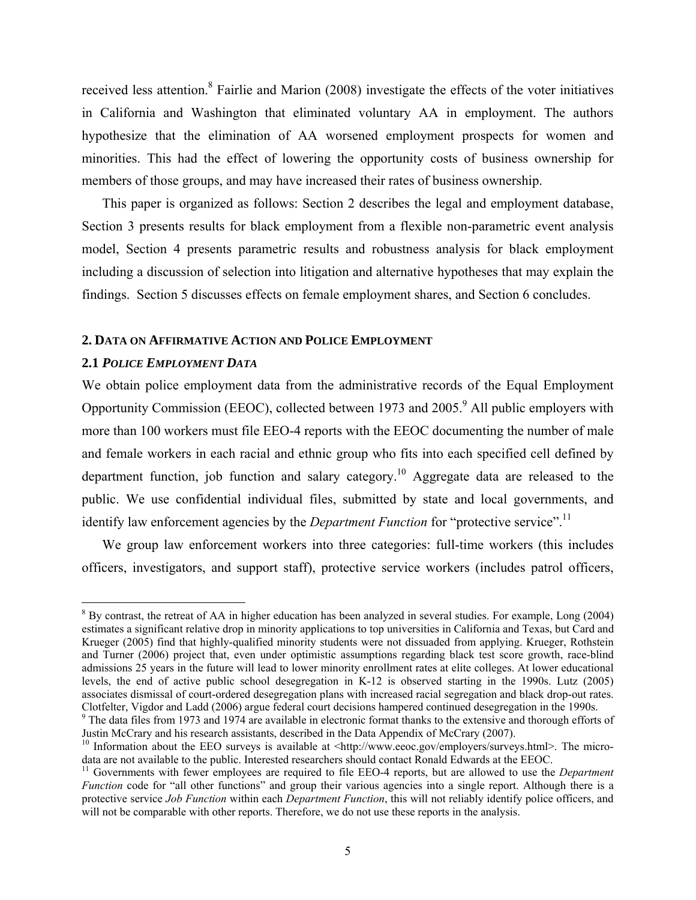received less attention.[8] Fairlie and Marion (2008) investigate the effects of the voter initiatives in California and Washington that eliminated voluntary AA in employment. The authors hypothesize that the elimination of AA worsened employment prospects for women and minorities. This had the effect of lowering the opportunity costs of business ownership for members of those groups, and may have increased their rates of business ownership.

This paper is organized as follows: Section 2 describes the legal and employment database, Section 3 presents results for black employment from a flexible non-parametric event analysis model, Section 4 presents parametric results and robustness analysis for black employment including a discussion of selection into litigation and alternative hypotheses that may explain the findings. Section 5 discusses effects on female employment shares, and Section 6 concludes.

## 2. DATA ON AFFIRMATIVE ACTION AND POLICE EMPLOYMENT

### 2.1 *POLICE EMPLOYMENT DATA*

We obtain police employment data from the administrative records of the Equal Employment Opportunity Commission (EEOC), collected between 1973 and 2005.[9] All public employers with more than 100 workers must file EEO-4 reports with the EEOC documenting the number of male and female workers in each racial and ethnic group who fits into each specified cell defined by department function, job function and salary category.[10] Aggregate data are released to the public. We use confidential individual files, submitted by state and local governments, and identify law enforcement agencies by the *Department Function* for "protective service".[11]

We group law enforcement workers into three categories: full-time workers (this includes officers, investigators, and support staff), protective service workers (includes patrol officers,

---

[8] By contrast, the retreat of AA in higher education has been analyzed in several studies. For example, Long (2004) estimates a significant relative drop in minority applications to top universities in California and Texas, but Card and Krueger (2005) find that highly-qualified minority students were not dissuaded from applying. Krueger, Rothstein and Turner (2006) project that, even under optimistic assumptions regarding black test score growth, race-blind admissions 25 years in the future will lead to lower minority enrollment rates at elite colleges. At lower educational levels, the end of active public school desegregation in K-12 is observed starting in the 1990s. Lutz (2005) associates dismissal of court-ordered desegregation plans with increased racial segregation and black drop-out rates. Clotfelter, Vigdor and Ladd (2006) argue federal court decisions hampered continued desegregation in the 1990s.

[9] The data files from 1973 and 1974 are available in electronic format thanks to the extensive and thorough efforts of Justin McCrary and his research assistants, described in the Data Appendix of McCrary (2007).

[10] Information about the EEO surveys is available at <http://www.eeoc.gov/employers/surveys.html>. The micro-data are not available to the public. Interested researchers should contact Ronald Edwards at the EEOC.

[11] Governments with fewer employees are required to file EEO-4 reports, but are allowed to use the *Department Function* code for "all other functions" and group their various agencies into a single report. Although there is a protective service *Job Function* within each *Department Function*, this will not reliably identify police officers, and will not be comparable with other reports. Therefore, we do not use these reports in the analysis.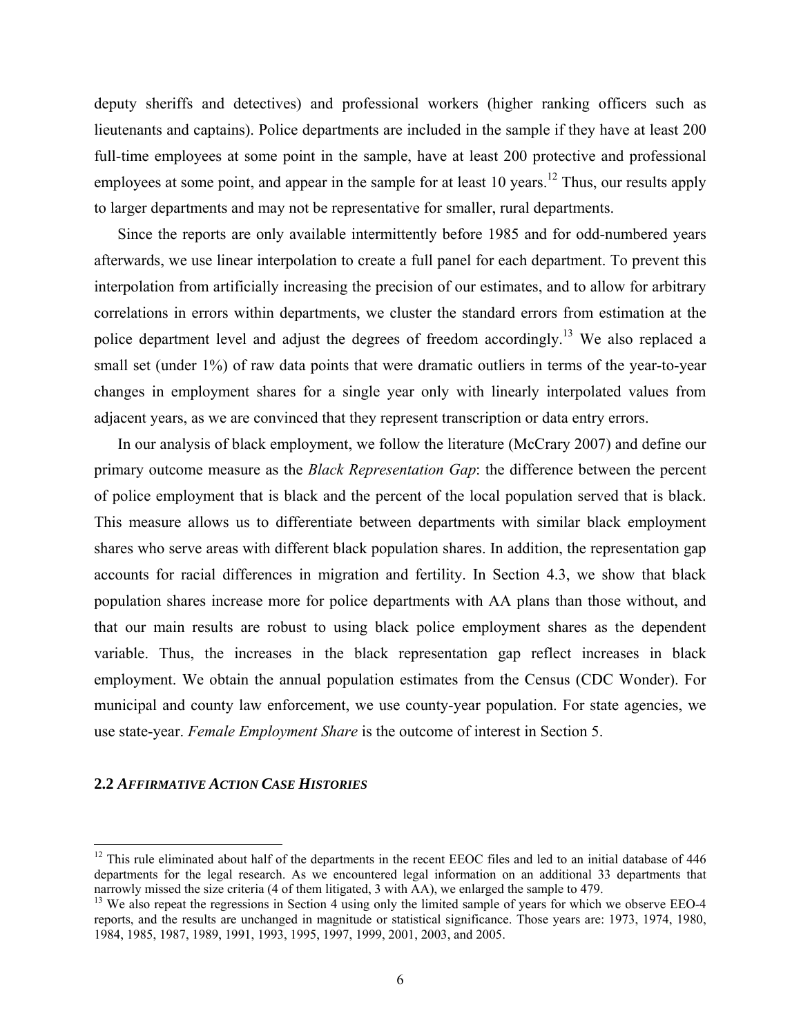deputy sheriffs and detectives) and professional workers (higher ranking officers such as lieutenants and captains). Police departments are included in the sample if they have at least 200 full-time employees at some point in the sample, have at least 200 protective and professional employees at some point, and appear in the sample for at least 10 years.[12] Thus, our results apply to larger departments and may not be representative for smaller, rural departments.

Since the reports are only available intermittently before 1985 and for odd-numbered years afterwards, we use linear interpolation to create a full panel for each department. To prevent this interpolation from artificially increasing the precision of our estimates, and to allow for arbitrary correlations in errors within departments, we cluster the standard errors from estimation at the police department level and adjust the degrees of freedom accordingly.[13] We also replaced a small set (under 1%) of raw data points that were dramatic outliers in terms of the year-to-year changes in employment shares for a single year only with linearly interpolated values from adjacent years, as we are convinced that they represent transcription or data entry errors.

In our analysis of black employment, we follow the literature (McCrary 2007) and define our primary outcome measure as the *Black Representation Gap*: the difference between the percent of police employment that is black and the percent of the local population served that is black. This measure allows us to differentiate between departments with similar black employment shares who serve areas with different black population shares. In addition, the representation gap accounts for racial differences in migration and fertility. In Section 4.3, we show that black population shares increase more for police departments with AA plans than those without, and that our main results are robust to using black police employment shares as the dependent variable. Thus, the increases in the black representation gap reflect increases in black employment. We obtain the annual population estimates from the Census (CDC Wonder). For municipal and county law enforcement, we use county-year population. For state agencies, we use state-year. *Female Employment Share* is the outcome of interest in Section 5.

### 2.2 *AFFIRMATIVE ACTION CASE HISTORIES*

---

[12] This rule eliminated about half of the departments in the recent EEOC files and led to an initial database of 446 departments for the legal research. As we encountered legal information on an additional 33 departments that narrowly missed the size criteria (4 of them litigated, 3 with AA), we enlarged the sample to 479.

[13] We also repeat the regressions in Section 4 using only the limited sample of years for which we observe EEO-4 reports, and the results are unchanged in magnitude or statistical significance. Those years are: 1973, 1974, 1980, 1984, 1985, 1987, 1989, 1991, 1993, 1995, 1997, 1999, 2001, 2003, and 2005.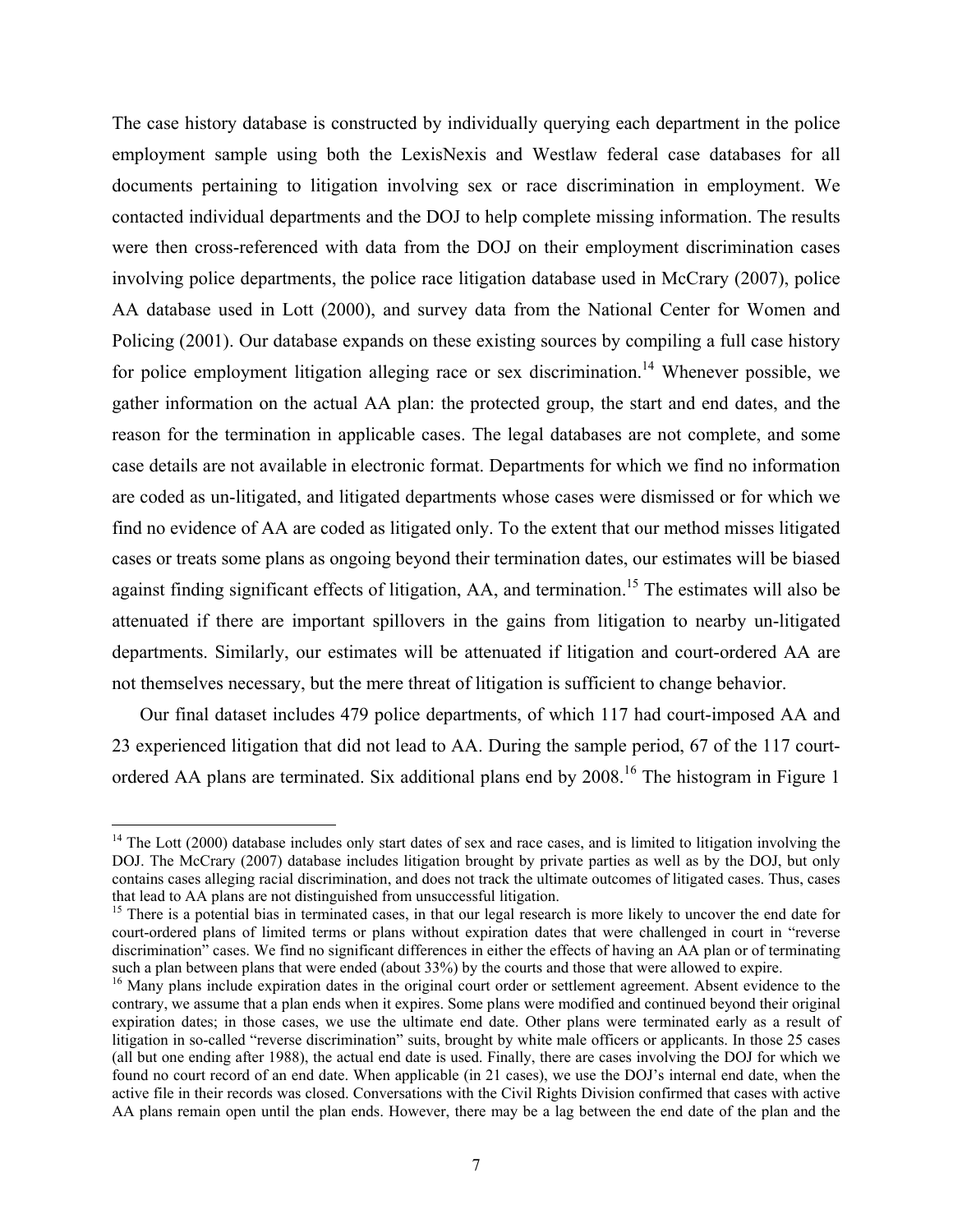The case history database is constructed by individually querying each department in the police employment sample using both the LexisNexis and Westlaw federal case databases for all documents pertaining to litigation involving sex or race discrimination in employment. We contacted individual departments and the DOJ to help complete missing information. The results were then cross-referenced with data from the DOJ on their employment discrimination cases involving police departments, the police race litigation database used in McCrary (2007), police AA database used in Lott (2000), and survey data from the National Center for Women and Policing (2001). Our database expands on these existing sources by compiling a full case history for police employment litigation alleging race or sex discrimination.[14] Whenever possible, we gather information on the actual AA plan: the protected group, the start and end dates, and the reason for the termination in applicable cases. The legal databases are not complete, and some case details are not available in electronic format. Departments for which we find no information are coded as un-litigated, and litigated departments whose cases were dismissed or for which we find no evidence of AA are coded as litigated only. To the extent that our method misses litigated cases or treats some plans as ongoing beyond their termination dates, our estimates will be biased against finding significant effects of litigation, AA, and termination.[15] The estimates will also be attenuated if there are important spillovers in the gains from litigation to nearby un-litigated departments. Similarly, our estimates will be attenuated if litigation and court-ordered AA are not themselves necessary, but the mere threat of litigation is sufficient to change behavior.

Our final dataset includes 479 police departments, of which 117 had court-imposed AA and 23 experienced litigation that did not lead to AA. During the sample period, 67 of the 117 court-ordered AA plans are terminated. Six additional plans end by 2008.[16] The histogram in Figure 1

---

[14] The Lott (2000) database includes only start dates of sex and race cases, and is limited to litigation involving the DOJ. The McCrary (2007) database includes litigation brought by private parties as well as by the DOJ, but only contains cases alleging racial discrimination, and does not track the ultimate outcomes of litigated cases. Thus, cases that lead to AA plans are not distinguished from unsuccessful litigation.

[15] There is a potential bias in terminated cases, in that our legal research is more likely to uncover the end date for court-ordered plans of limited terms or plans without expiration dates that were challenged in court in "reverse discrimination" cases. We find no significant differences in either the effects of having an AA plan or of terminating such a plan between plans that were ended (about 33%) by the courts and those that were allowed to expire.

[16] Many plans include expiration dates in the original court order or settlement agreement. Absent evidence to the contrary, we assume that a plan ends when it expires. Some plans were modified and continued beyond their original expiration dates; in those cases, we use the ultimate end date. Other plans were terminated early as a result of litigation in so-called "reverse discrimination" suits, brought by white male officers or applicants. In those 25 cases (all but one ending after 1988), the actual end date is used. Finally, there are cases involving the DOJ for which we found no court record of an end date. When applicable (in 21 cases), we use the DOJ's internal end date, when the active file in their records was closed. Conversations with the Civil Rights Division confirmed that cases with active AA plans remain open until the plan ends. However, there may be a lag between the end date of the plan and the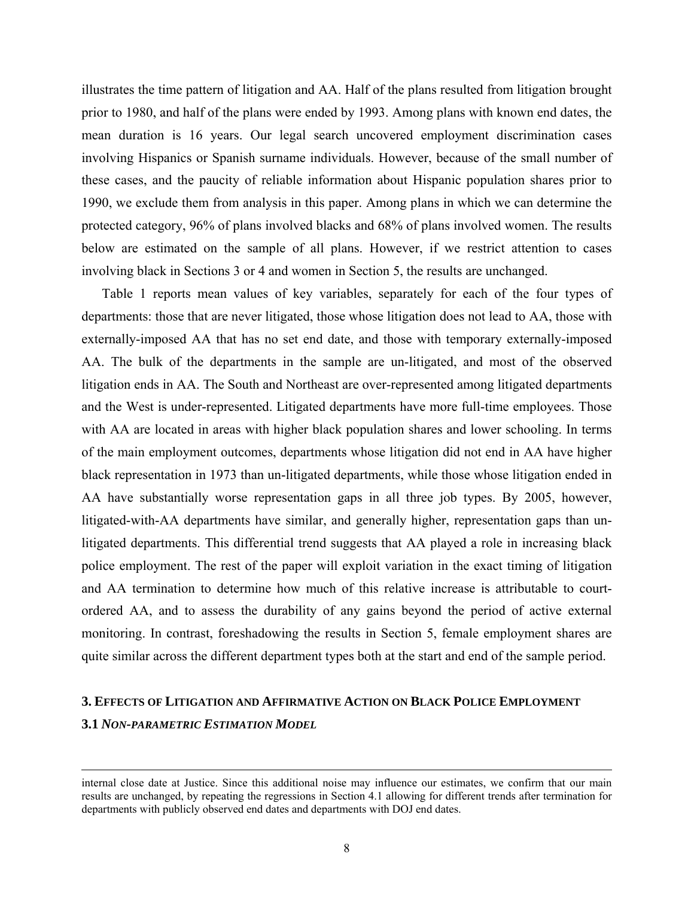illustrates the time pattern of litigation and AA. Half of the plans resulted from litigation brought prior to 1980, and half of the plans were ended by 1993. Among plans with known end dates, the mean duration is 16 years. Our legal search uncovered employment discrimination cases involving Hispanics or Spanish surname individuals. However, because of the small number of these cases, and the paucity of reliable information about Hispanic population shares prior to 1990, we exclude them from analysis in this paper. Among plans in which we can determine the protected category, 96% of plans involved blacks and 68% of plans involved women. The results below are estimated on the sample of all plans. However, if we restrict attention to cases involving black in Sections 3 or 4 and women in Section 5, the results are unchanged.

Table 1 reports mean values of key variables, separately for each of the four types of departments: those that are never litigated, those whose litigation does not lead to AA, those with externally-imposed AA that has no set end date, and those with temporary externally-imposed AA. The bulk of the departments in the sample are un-litigated, and most of the observed litigation ends in AA. The South and Northeast are over-represented among litigated departments and the West is under-represented. Litigated departments have more full-time employees. Those with AA are located in areas with higher black population shares and lower schooling. In terms of the main employment outcomes, departments whose litigation did not end in AA have higher black representation in 1973 than un-litigated departments, while those whose litigation ended in AA have substantially worse representation gaps in all three job types. By 2005, however, litigated-with-AA departments have similar, and generally higher, representation gaps than un-litigated departments. This differential trend suggests that AA played a role in increasing black police employment. The rest of the paper will exploit variation in the exact timing of litigation and AA termination to determine how much of this relative increase is attributable to court-ordered AA, and to assess the durability of any gains beyond the period of active external monitoring. In contrast, foreshadowing the results in Section 5, female employment shares are quite similar across the different department types both at the start and end of the sample period.

## 3. Effects of Litigation and Affirmative Action on Black Police Employment

### 3.1 *Non-parametric Estimation Model*

---

internal close date at Justice. Since this additional noise may influence our estimates, we confirm that our main results are unchanged, by repeating the regressions in Section 4.1 allowing for different trends after termination for departments with publicly observed end dates and departments with DOJ end dates.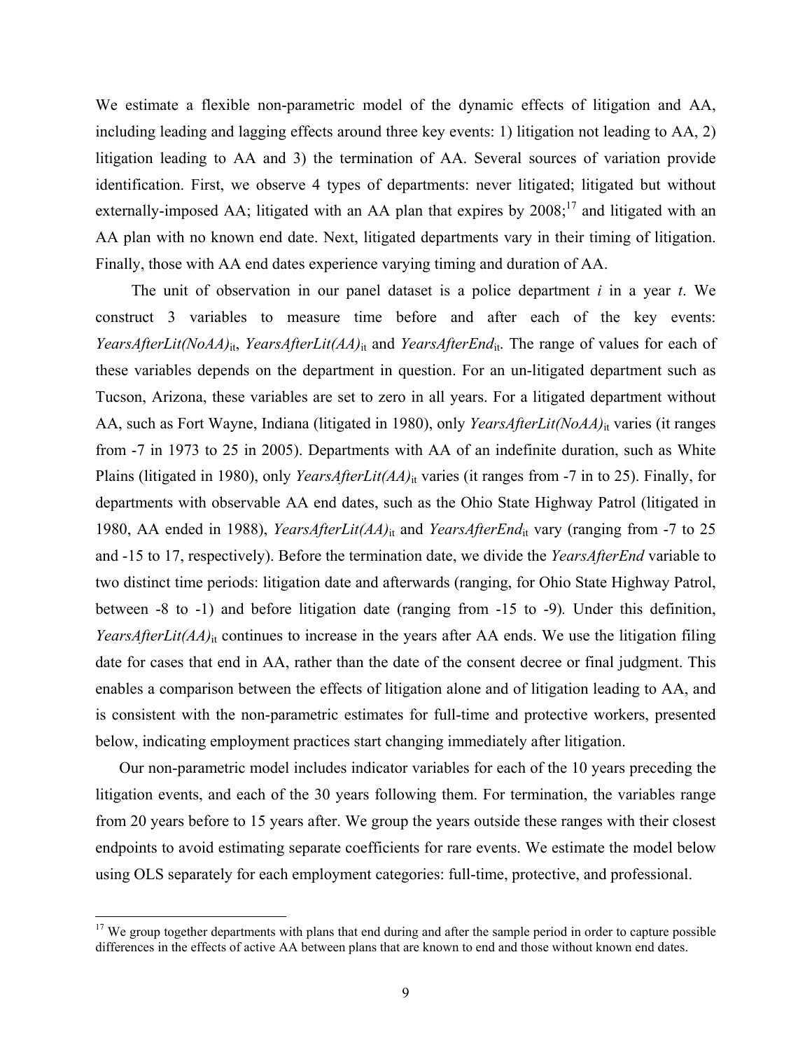We estimate a flexible non-parametric model of the dynamic effects of litigation and AA, including leading and lagging effects around three key events: 1) litigation not leading to AA, 2) litigation leading to AA and 3) the termination of AA. Several sources of variation provide identification. First, we observe 4 types of departments: never litigated; litigated but without externally-imposed AA; litigated with an AA plan that expires by 2008;[17] and litigated with an AA plan with no known end date. Next, litigated departments vary in their timing of litigation. Finally, those with AA end dates experience varying timing and duration of AA.

The unit of observation in our panel dataset is a police department *i* in a year *t*. We construct 3 variables to measure time before and after each of the key events: $YearsAfterLit(NoAA)_{it}$, $YearsAfterLit(AA)_{it}$ and $YearsAfterEnd_{it}$. The range of values for each of these variables depends on the department in question. For an un-litigated department such as Tucson, Arizona, these variables are set to zero in all years. For a litigated department without AA, such as Fort Wayne, Indiana (litigated in 1980), only $YearsAfterLit(NoAA)_{it}$ varies (it ranges from -7 in 1973 to 25 in 2005). Departments with AA of an indefinite duration, such as White Plains (litigated in 1980), only $YearsAfterLit(AA)_{it}$ varies (it ranges from -7 in to 25). Finally, for departments with observable AA end dates, such as the Ohio State Highway Patrol (litigated in 1980, AA ended in 1988), $YearsAfterLit(AA)_{it}$ and $YearsAfterEnd_{it}$ vary (ranging from -7 to 25 and -15 to 17, respectively). Before the termination date, we divide the *YearsAfterEnd* variable to two distinct time periods: litigation date and afterwards (ranging, for Ohio State Highway Patrol, between -8 to -1) and before litigation date (ranging from -15 to -9). Under this definition, $YearsAfterLit(AA)_{it}$ continues to increase in the years after AA ends. We use the litigation filing date for cases that end in AA, rather than the date of the consent decree or final judgment. This enables a comparison between the effects of litigation alone and of litigation leading to AA, and is consistent with the non-parametric estimates for full-time and protective workers, presented below, indicating employment practices start changing immediately after litigation.

Our non-parametric model includes indicator variables for each of the 10 years preceding the litigation events, and each of the 30 years following them. For termination, the variables range from 20 years before to 15 years after. We group the years outside these ranges with their closest endpoints to avoid estimating separate coefficients for rare events. We estimate the model below using OLS separately for each employment categories: full-time, protective, and professional.

[17] We group together departments with plans that end during and after the sample period in order to capture possible differences in the effects of active AA between plans that are known to end and those without known end dates.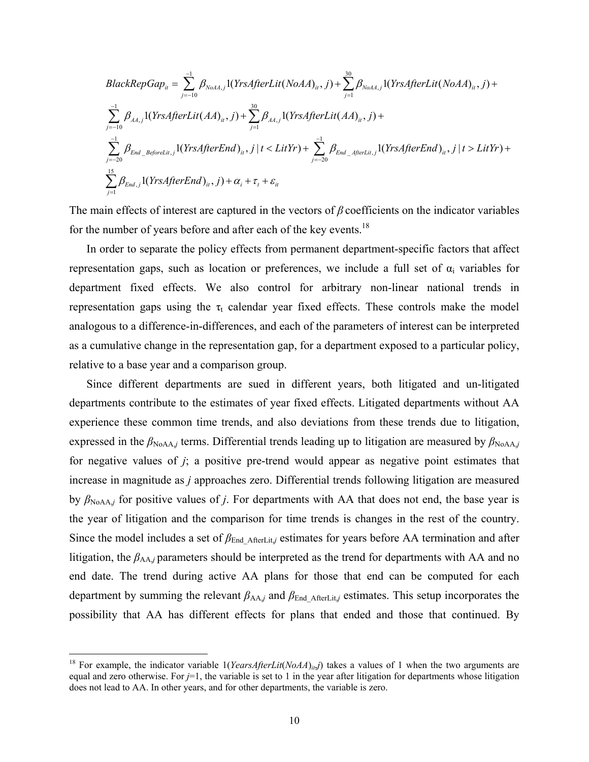$$
\begin{aligned}
BlackRepGap_{it} = &\sum_{j=-10}^{-1} \beta_{NoAA,j} 1(YrsAfterLit(NoAA)_{it}, j) + \sum_{j=1}^{30} \beta_{NoAA,j} 1(YrsAfterLit(NoAA)_{it}, j) + \\
&\sum_{j=-10}^{-1} \beta_{AA,j} 1(YrsAfterLit(AA)_{it}, j) + \sum_{j=1}^{30} \beta_{AA,j} 1(YrsAfterLit(AA)_{it}, j) + \\
&\sum_{j=-20}^{-1} \beta_{End\_BeforeLit,j} 1(YrsAfterEnd)_{it}, j \mid t < LitYr) + \sum_{j=-20}^{-1} \beta_{End\_AfterLit,j} 1(YrsAfterEnd)_{it}, j \mid t > LitYr) + \\
&\sum_{j=1}^{15} \beta_{End,j} 1(YrsAfterEnd)_{it}, j) + \alpha_i + \tau_t + \varepsilon_{it}
\end{aligned}
$$

The main effects of interest are captured in the vectors of $\beta$ coefficients on the indicator variables for the number of years before and after each of the key events.[18]

In order to separate the policy effects from permanent department-specific factors that affect representation gaps, such as location or preferences, we include a full set of $\alpha_i$ variables for department fixed effects. We also control for arbitrary non-linear national trends in representation gaps using the $\tau_t$ calendar year fixed effects. These controls make the model analogous to a difference-in-differences, and each of the parameters of interest can be interpreted as a cumulative change in the representation gap, for a department exposed to a particular policy, relative to a base year and a comparison group.

Since different departments are sued in different years, both litigated and un-litigated departments contribute to the estimates of year fixed effects. Litigated departments without AA experience these common time trends, and also deviations from these trends due to litigation, expressed in the $\beta_{NoAA,j}$ terms. Differential trends leading up to litigation are measured by $\beta_{NoAA,j}$ for negative values of *j*; a positive pre-trend would appear as negative point estimates that increase in magnitude as *j* approaches zero. Differential trends following litigation are measured by $\beta_{NoAA,j}$ for positive values of *j*. For departments with AA that does not end, the base year is the year of litigation and the comparison for time trends is changes in the rest of the country. Since the model includes a set of $\beta_{End\_AfterLit,j}$ estimates for years before AA termination and after litigation, the $\beta_{AA,j}$ parameters should be interpreted as the trend for departments with AA and no end date. The trend during active AA plans for those that end can be computed for each department by summing the relevant $\beta_{AA,j}$ and $\beta_{End\_AfterLit,j}$ estimates. This setup incorporates the possibility that AA has different effects for plans that ended and those that continued. By

[18] For example, the indicator variable $1(YearsAfterLit(NoAA)_{it}, j)$ takes a values of 1 when the two arguments are equal and zero otherwise. For $j$=1, the variable is set to 1 in the year after litigation for departments whose litigation does not lead to AA. In other years, and for other departments, the variable is zero.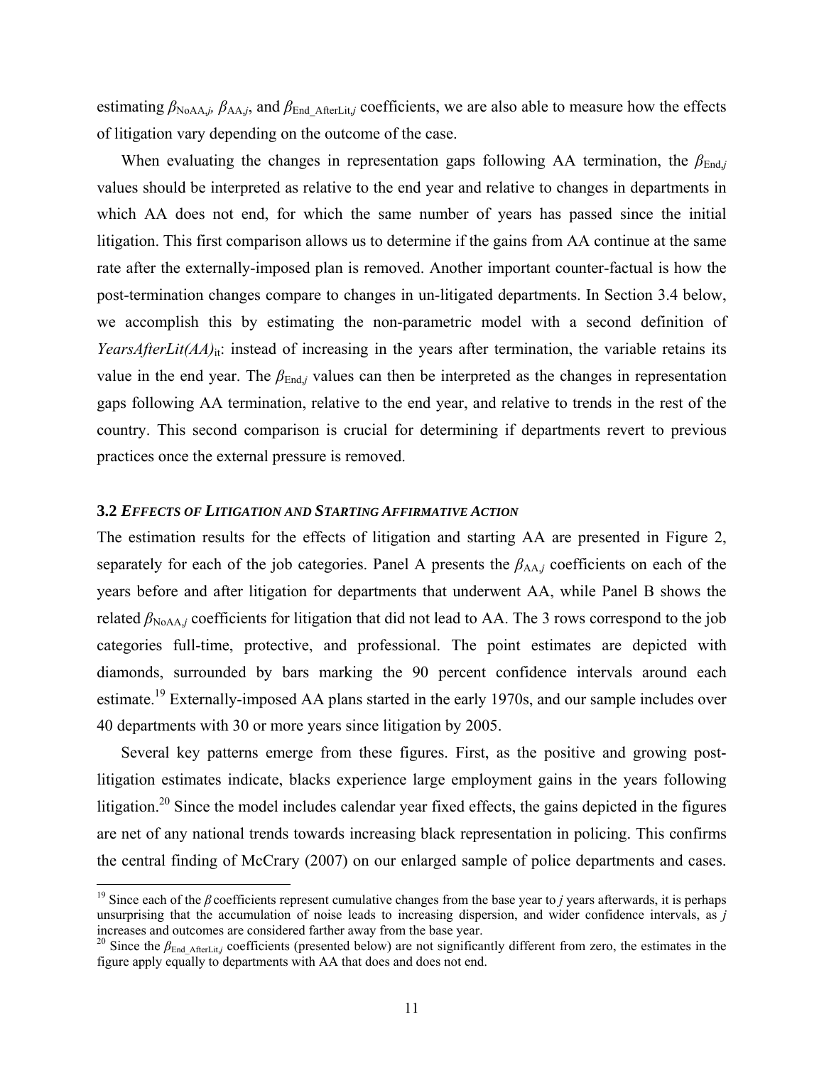estimating $\beta_{\text{NoAA},j}$, $\beta_{\text{AA},j}$, and $\beta_{\text{End\_AfterLit},j}$ coefficients, we are also able to measure how the effects of litigation vary depending on the outcome of the case.

When evaluating the changes in representation gaps following AA termination, the $\beta_{\text{End},j}$ values should be interpreted as relative to the end year and relative to changes in departments in which AA does not end, for which the same number of years has passed since the initial litigation. This first comparison allows us to determine if the gains from AA continue at the same rate after the externally-imposed plan is removed. Another important counter-factual is how the post-termination changes compare to changes in un-litigated departments. In Section 3.4 below, we accomplish this by estimating the non-parametric model with a second definition of $YearsAfterLit(AA)_{it}$: instead of increasing in the years after termination, the variable retains its value in the end year. The $\beta_{\text{End},j}$ values can then be interpreted as the changes in representation gaps following AA termination, relative to the end year, and relative to trends in the rest of the country. This second comparison is crucial for determining if departments revert to previous practices once the external pressure is removed.

### 3.2 *Effects of Litigation and Starting Affirmative Action*

The estimation results for the effects of litigation and starting AA are presented in Figure 2, separately for each of the job categories. Panel A presents the $\beta_{\text{AA},j}$ coefficients on each of the years before and after litigation for departments that underwent AA, while Panel B shows the related $\beta_{\text{NoAA},j}$ coefficients for litigation that did not lead to AA. The 3 rows correspond to the job categories full-time, protective, and professional. The point estimates are depicted with diamonds, surrounded by bars marking the 90 percent confidence intervals around each estimate.[19] Externally-imposed AA plans started in the early 1970s, and our sample includes over 40 departments with 30 or more years since litigation by 2005.

Several key patterns emerge from these figures. First, as the positive and growing post-litigation estimates indicate, blacks experience large employment gains in the years following litigation.[20] Since the model includes calendar year fixed effects, the gains depicted in the figures are net of any national trends towards increasing black representation in policing. This confirms the central finding of McCrary (2007) on our enlarged sample of police departments and cases.

[19] Since each of the $\beta$ coefficients represent cumulative changes from the base year to $j$ years afterwards, it is perhaps unsurprising that the accumulation of noise leads to increasing dispersion, and wider confidence intervals, as $j$ increases and outcomes are considered farther away from the base year.

[20] Since the $\beta_{\text{End\_AfterLit},j}$ coefficients (presented below) are not significantly different from zero, the estimates in the figure apply equally to departments with AA that does and does not end.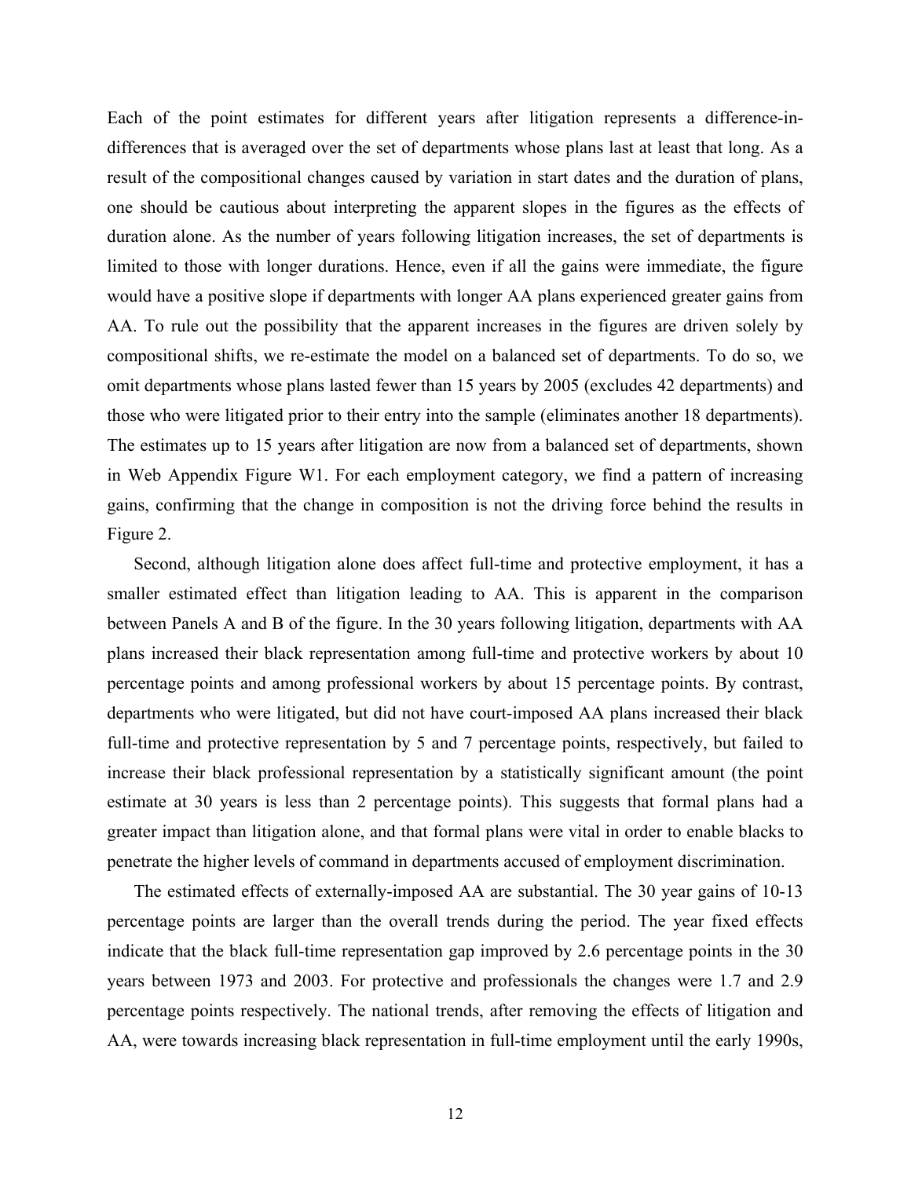Each of the point estimates for different years after litigation represents a difference-in-differences that is averaged over the set of departments whose plans last at least that long. As a result of the compositional changes caused by variation in start dates and the duration of plans, one should be cautious about interpreting the apparent slopes in the figures as the effects of duration alone. As the number of years following litigation increases, the set of departments is limited to those with longer durations. Hence, even if all the gains were immediate, the figure would have a positive slope if departments with longer AA plans experienced greater gains from AA. To rule out the possibility that the apparent increases in the figures are driven solely by compositional shifts, we re-estimate the model on a balanced set of departments. To do so, we omit departments whose plans lasted fewer than 15 years by 2005 (excludes 42 departments) and those who were litigated prior to their entry into the sample (eliminates another 18 departments). The estimates up to 15 years after litigation are now from a balanced set of departments, shown in Web Appendix Figure W1. For each employment category, we find a pattern of increasing gains, confirming that the change in composition is not the driving force behind the results in Figure 2.

Second, although litigation alone does affect full-time and protective employment, it has a smaller estimated effect than litigation leading to AA. This is apparent in the comparison between Panels A and B of the figure. In the 30 years following litigation, departments with AA plans increased their black representation among full-time and protective workers by about 10 percentage points and among professional workers by about 15 percentage points. By contrast, departments who were litigated, but did not have court-imposed AA plans increased their black full-time and protective representation by 5 and 7 percentage points, respectively, but failed to increase their black professional representation by a statistically significant amount (the point estimate at 30 years is less than 2 percentage points). This suggests that formal plans had a greater impact than litigation alone, and that formal plans were vital in order to enable blacks to penetrate the higher levels of command in departments accused of employment discrimination.

The estimated effects of externally-imposed AA are substantial. The 30 year gains of 10-13 percentage points are larger than the overall trends during the period. The year fixed effects indicate that the black full-time representation gap improved by 2.6 percentage points in the 30 years between 1973 and 2003. For protective and professionals the changes were 1.7 and 2.9 percentage points respectively. The national trends, after removing the effects of litigation and AA, were towards increasing black representation in full-time employment until the early 1990s,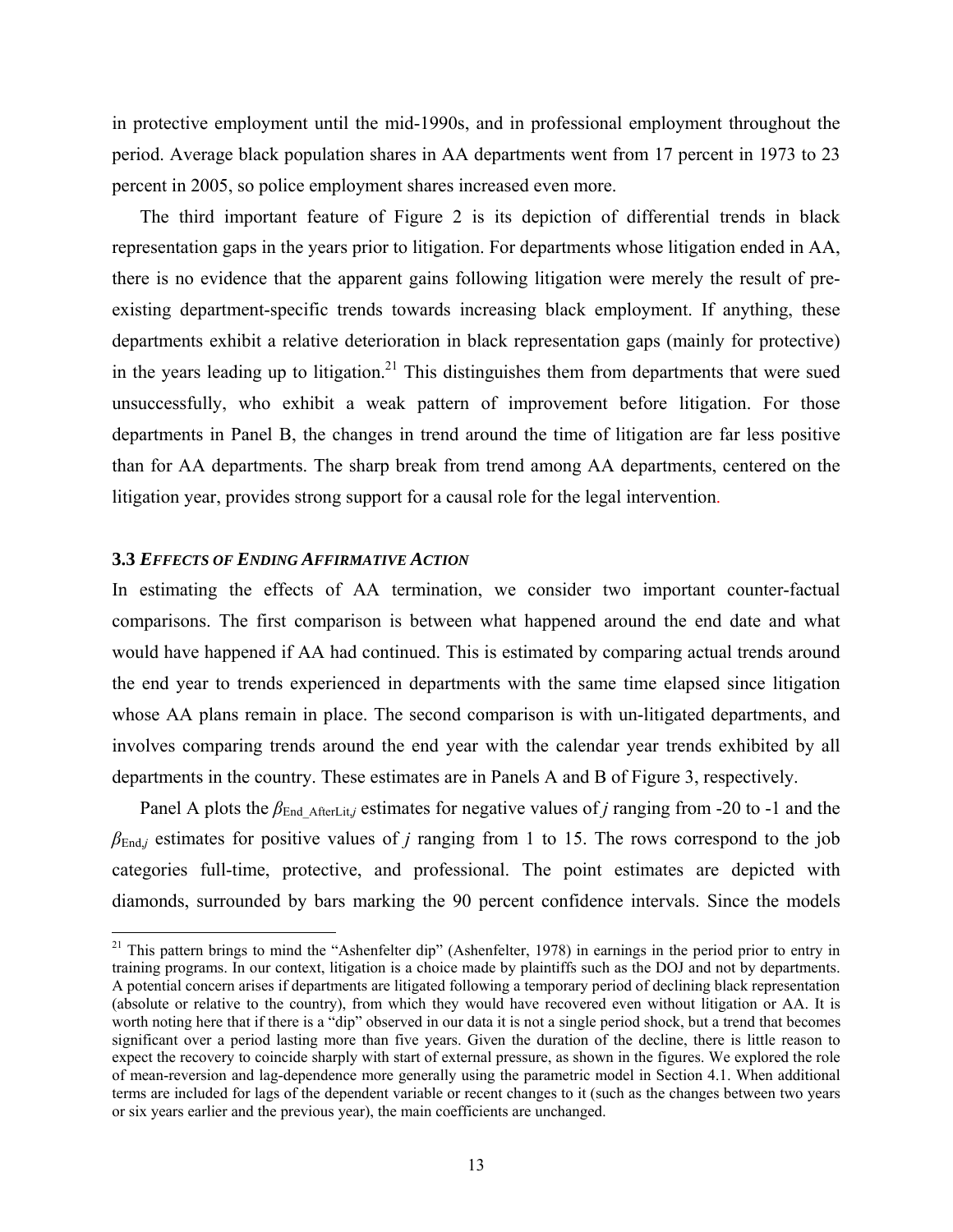in protective employment until the mid-1990s, and in professional employment throughout the period. Average black population shares in AA departments went from 17 percent in 1973 to 23 percent in 2005, so police employment shares increased even more.

The third important feature of Figure 2 is its depiction of differential trends in black representation gaps in the years prior to litigation. For departments whose litigation ended in AA, there is no evidence that the apparent gains following litigation were merely the result of pre-existing department-specific trends towards increasing black employment. If anything, these departments exhibit a relative deterioration in black representation gaps (mainly for protective) in the years leading up to litigation.[21] This distinguishes them from departments that were sued unsuccessfully, who exhibit a weak pattern of improvement before litigation. For those departments in Panel B, the changes in trend around the time of litigation are far less positive than for AA departments. The sharp break from trend among AA departments, centered on the litigation year, provides strong support for a causal role for the legal intervention.

### 3.3 *EFFECTS OF ENDING AFFIRMATIVE ACTION*

In estimating the effects of AA termination, we consider two important counter-factual comparisons. The first comparison is between what happened around the end date and what would have happened if AA had continued. This is estimated by comparing actual trends around the end year to trends experienced in departments with the same time elapsed since litigation whose AA plans remain in place. The second comparison is with un-litigated departments, and involves comparing trends around the end year with the calendar year trends exhibited by all departments in the country. These estimates are in Panels A and B of Figure 3, respectively.

Panel A plots the $\beta_{\text{End\_AfterLit},j}$ estimates for negative values of $j$ ranging from -20 to -1 and the $\beta_{\text{End},j}$ estimates for positive values of $j$ ranging from 1 to 15. The rows correspond to the job categories full-time, protective, and professional. The point estimates are depicted with diamonds, surrounded by bars marking the 90 percent confidence intervals. Since the models

---

[21] This pattern brings to mind the "Ashenfelter dip" (Ashenfelter, 1978) in earnings in the period prior to entry in training programs. In our context, litigation is a choice made by plaintiffs such as the DOJ and not by departments. A potential concern arises if departments are litigated following a temporary period of declining black representation (absolute or relative to the country), from which they would have recovered even without litigation or AA. It is worth noting here that if there is a "dip" observed in our data it is not a single period shock, but a trend that becomes significant over a period lasting more than five years. Given the duration of the decline, there is little reason to expect the recovery to coincide sharply with start of external pressure, as shown in the figures. We explored the role of mean-reversion and lag-dependence more generally using the parametric model in Section 4.1. When additional terms are included for lags of the dependent variable or recent changes to it (such as the changes between two years or six years earlier and the previous year), the main coefficients are unchanged.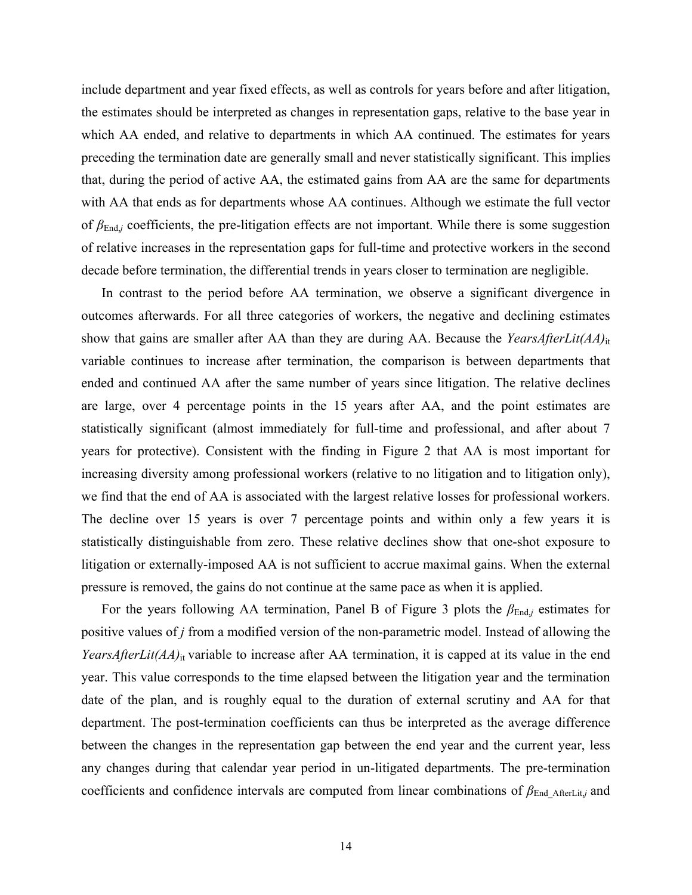include department and year fixed effects, as well as controls for years before and after litigation, the estimates should be interpreted as changes in representation gaps, relative to the base year in which AA ended, and relative to departments in which AA continued. The estimates for years preceding the termination date are generally small and never statistically significant. This implies that, during the period of active AA, the estimated gains from AA are the same for departments with AA that ends as for departments whose AA continues. Although we estimate the full vector of $\beta_{\text{End},j}$ coefficients, the pre-litigation effects are not important. While there is some suggestion of relative increases in the representation gaps for full-time and protective workers in the second decade before termination, the differential trends in years closer to termination are negligible.

In contrast to the period before AA termination, we observe a significant divergence in outcomes afterwards. For all three categories of workers, the negative and declining estimates show that gains are smaller after AA than they are during AA. Because the $YearsAfterLit(AA)_{\text{it}}$ variable continues to increase after termination, the comparison is between departments that ended and continued AA after the same number of years since litigation. The relative declines are large, over 4 percentage points in the 15 years after AA, and the point estimates are statistically significant (almost immediately for full-time and professional, and after about 7 years for protective). Consistent with the finding in Figure 2 that AA is most important for increasing diversity among professional workers (relative to no litigation and to litigation only), we find that the end of AA is associated with the largest relative losses for professional workers. The decline over 15 years is over 7 percentage points and within only a few years it is statistically distinguishable from zero. These relative declines show that one-shot exposure to litigation or externally-imposed AA is not sufficient to accrue maximal gains. When the external pressure is removed, the gains do not continue at the same pace as when it is applied.

For the years following AA termination, Panel B of Figure 3 plots the $\beta_{\text{End},j}$ estimates for positive values of $j$ from a modified version of the non-parametric model. Instead of allowing the $YearsAfterLit(AA)_{\text{it}}$ variable to increase after AA termination, it is capped at its value in the end year. This value corresponds to the time elapsed between the litigation year and the termination date of the plan, and is roughly equal to the duration of external scrutiny and AA for that department. The post-termination coefficients can thus be interpreted as the average difference between the changes in the representation gap between the end year and the current year, less any changes during that calendar year period in un-litigated departments. The pre-termination coefficients and confidence intervals are computed from linear combinations of $\beta_{\text{End\_AfterLit},j}$ and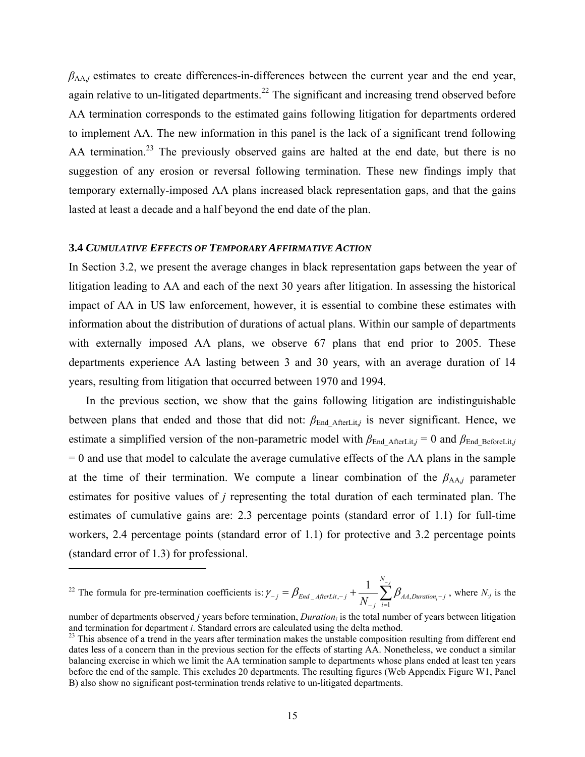$\beta_{\mathrm{AA},j}$ estimates to create differences-in-differences between the current year and the end year, again relative to un-litigated departments.[22] The significant and increasing trend observed before AA termination corresponds to the estimated gains following litigation for departments ordered to implement AA. The new information in this panel is the lack of a significant trend following AA termination.[23] The previously observed gains are halted at the end date, but there is no suggestion of any erosion or reversal following termination. These new findings imply that temporary externally-imposed AA plans increased black representation gaps, and that the gains lasted at least a decade and a half beyond the end date of the plan.

### 3.4 *CUMULATIVE EFFECTS OF TEMPORARY AFFIRMATIVE ACTION*

In Section 3.2, we present the average changes in black representation gaps between the year of litigation leading to AA and each of the next 30 years after litigation. In assessing the historical impact of AA in US law enforcement, however, it is essential to combine these estimates with information about the distribution of durations of actual plans. Within our sample of departments with externally imposed AA plans, we observe 67 plans that end prior to 2005. These departments experience AA lasting between 3 and 30 years, with an average duration of 14 years, resulting from litigation that occurred between 1970 and 1994.

In the previous section, we show that the gains following litigation are indistinguishable between plans that ended and those that did not: $\beta_{\mathrm{End\_AfterLit},j}$ is never significant. Hence, we estimate a simplified version of the non-parametric model with $\beta_{\mathrm{End\_AfterLit},j} = 0$ and $\beta_{\mathrm{End\_BeforeLit},j} = 0$ and use that model to calculate the average cumulative effects of the AA plans in the sample at the time of their termination. We compute a linear combination of the $\beta_{\mathrm{AA},j}$ parameter estimates for positive values of $j$ representing the total duration of each terminated plan. The estimates of cumulative gains are: 2.3 percentage points (standard error of 1.1) for full-time workers, 2.4 percentage points (standard error of 1.1) for protective and 3.2 percentage points (standard error of 1.3) for professional.

---

[22] The formula for pre-termination coefficients is: $\gamma_{-j} = \beta_{End\_AfterLit,-j} + \frac{1}{N_{-j}} \sum_{i=1}^{N_{-j}} \beta_{AA,Duration_i - j}$, where $N_{-j}$ is the number of departments observed $j$ years before termination, $Duration_i$ is the total number of years between litigation and termination for department $i$. Standard errors are calculated using the delta method.

[23] This absence of a trend in the years after termination makes the unstable composition resulting from different end dates less of a concern than in the previous section for the effects of starting AA. Nonetheless, we conduct a similar balancing exercise in which we limit the AA termination sample to departments whose plans ended at least ten years before the end of the sample. This excludes 20 departments. The resulting figures (Web Appendix Figure W1, Panel B) also show no significant post-termination trends relative to un-litigated departments.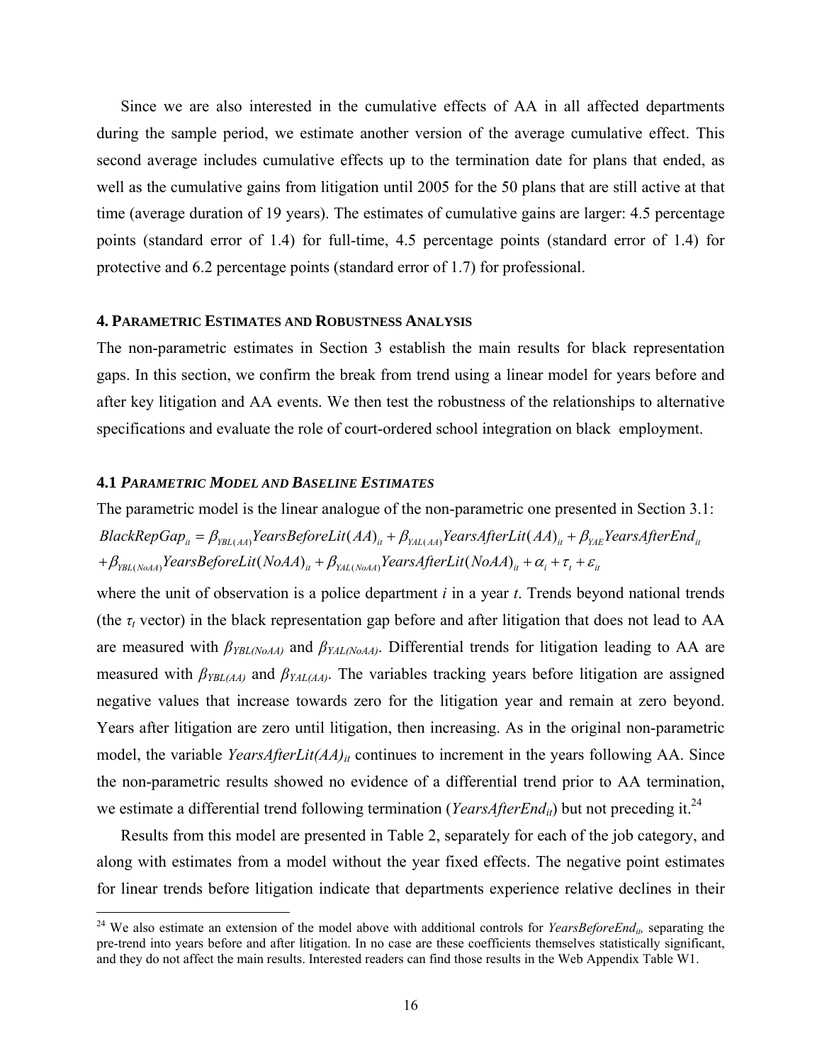Since we are also interested in the cumulative effects of AA in all affected departments during the sample period, we estimate another version of the average cumulative effect. This second average includes cumulative effects up to the termination date for plans that ended, as well as the cumulative gains from litigation until 2005 for the 50 plans that are still active at that time (average duration of 19 years). The estimates of cumulative gains are larger: 4.5 percentage points (standard error of 1.4) for full-time, 4.5 percentage points (standard error of 1.4) for protective and 6.2 percentage points (standard error of 1.7) for professional.

## 4. Parametric Estimates and Robustness Analysis

The non-parametric estimates in Section 3 establish the main results for black representation gaps. In this section, we confirm the break from trend using a linear model for years before and after key litigation and AA events. We then test the robustness of the relationships to alternative specifications and evaluate the role of court-ordered school integration on black employment.

### 4.1 *Parametric Model and Baseline Estimates*

The parametric model is the linear analogue of the non-parametric one presented in Section 3.1:

$$BlackRepGap_{it} = \beta_{YBL(AA)} YearsBeforeLit(AA)_{it} + \beta_{YAL(AA)} YearsAfterLit(AA)_{it} + \beta_{YAE} YearsAfterEnd_{it}$$
$$+ \beta_{YBL(NoAA)} YearsBeforeLit(NoAA)_{it} + \beta_{YAL(NoAA)} YearsAfterLit(NoAA)_{it} + \alpha_i + \tau_t + \varepsilon_{it}$$

where the unit of observation is a police department $i$ in a year $t$. Trends beyond national trends (the $\tau_t$ vector) in the black representation gap before and after litigation that does not lead to AA are measured with $\beta_{YBL(NoAA)}$ and $\beta_{YAL(NoAA)}$. Differential trends for litigation leading to AA are measured with $\beta_{YBL(AA)}$ and $\beta_{YAL(AA)}$. The variables tracking years before litigation are assigned negative values that increase towards zero for the litigation year and remain at zero beyond. Years after litigation are zero until litigation, then increasing. As in the original non-parametric model, the variable $YearsAfterLit(AA)_{it}$ continues to increment in the years following AA. Since the non-parametric results showed no evidence of a differential trend prior to AA termination, we estimate a differential trend following termination ($YearsAfterEnd_{it}$) but not preceding it.[24]

Results from this model are presented in Table 2, separately for each of the job category, and along with estimates from a model without the year fixed effects. The negative point estimates for linear trends before litigation indicate that departments experience relative declines in their

[24] We also estimate an extension of the model above with additional controls for $YearsBeforeEnd_{it}$, separating the pre-trend into years before and after litigation. In no case are these coefficients themselves statistically significant, and they do not affect the main results. Interested readers can find those results in the Web Appendix Table W1.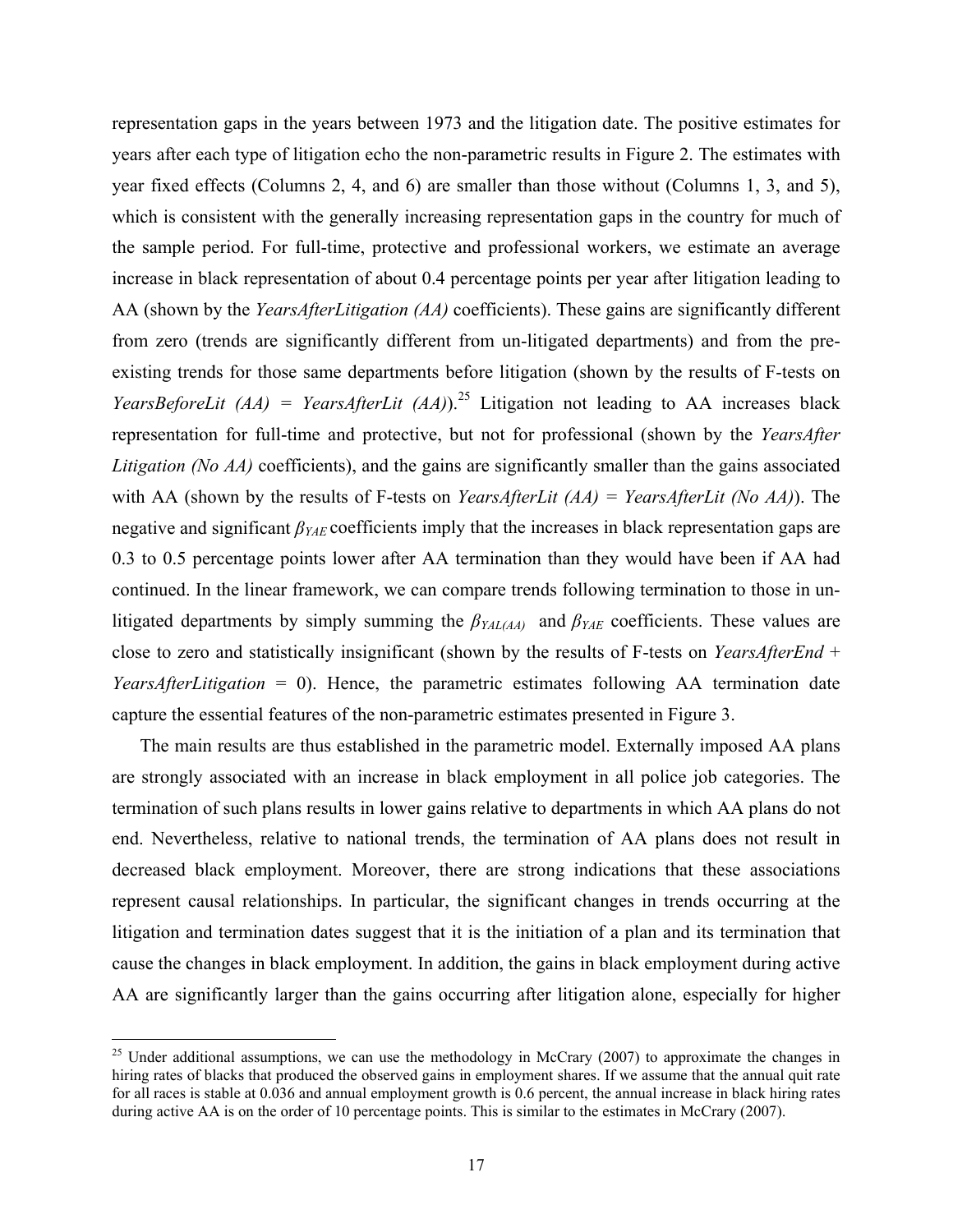representation gaps in the years between 1973 and the litigation date. The positive estimates for years after each type of litigation echo the non-parametric results in Figure 2. The estimates with year fixed effects (Columns 2, 4, and 6) are smaller than those without (Columns 1, 3, and 5), which is consistent with the generally increasing representation gaps in the country for much of the sample period. For full-time, protective and professional workers, we estimate an average increase in black representation of about 0.4 percentage points per year after litigation leading to AA (shown by the *YearsAfterLitigation (AA)* coefficients). These gains are significantly different from zero (trends are significantly different from un-litigated departments) and from the pre-existing trends for those same departments before litigation (shown by the results of F-tests on *YearsBeforeLit (AA)* = *YearsAfterLit (AA)*).[25] Litigation not leading to AA increases black representation for full-time and protective, but not for professional (shown by the *YearsAfter Litigation (No AA)* coefficients), and the gains are significantly smaller than the gains associated with AA (shown by the results of F-tests on *YearsAfterLit (AA)* = *YearsAfterLit (No AA)*). The negative and significant $\beta_{YAE}$ coefficients imply that the increases in black representation gaps are 0.3 to 0.5 percentage points lower after AA termination than they would have been if AA had continued. In the linear framework, we can compare trends following termination to those in un-litigated departments by simply summing the $\beta_{YAL(AA)}$ and $\beta_{YAE}$ coefficients. These values are close to zero and statistically insignificant (shown by the results of F-tests on *YearsAfterEnd* + *YearsAfterLitigation* = 0). Hence, the parametric estimates following AA termination date capture the essential features of the non-parametric estimates presented in Figure 3.

The main results are thus established in the parametric model. Externally imposed AA plans are strongly associated with an increase in black employment in all police job categories. The termination of such plans results in lower gains relative to departments in which AA plans do not end. Nevertheless, relative to national trends, the termination of AA plans does not result in decreased black employment. Moreover, there are strong indications that these associations represent causal relationships. In particular, the significant changes in trends occurring at the litigation and termination dates suggest that it is the initiation of a plan and its termination that cause the changes in black employment. In addition, the gains in black employment during active AA are significantly larger than the gains occurring after litigation alone, especially for higher

[25] Under additional assumptions, we can use the methodology in McCrary (2007) to approximate the changes in hiring rates of blacks that produced the observed gains in employment shares. If we assume that the annual quit rate for all races is stable at 0.036 and annual employment growth is 0.6 percent, the annual increase in black hiring rates during active AA is on the order of 10 percentage points. This is similar to the estimates in McCrary (2007).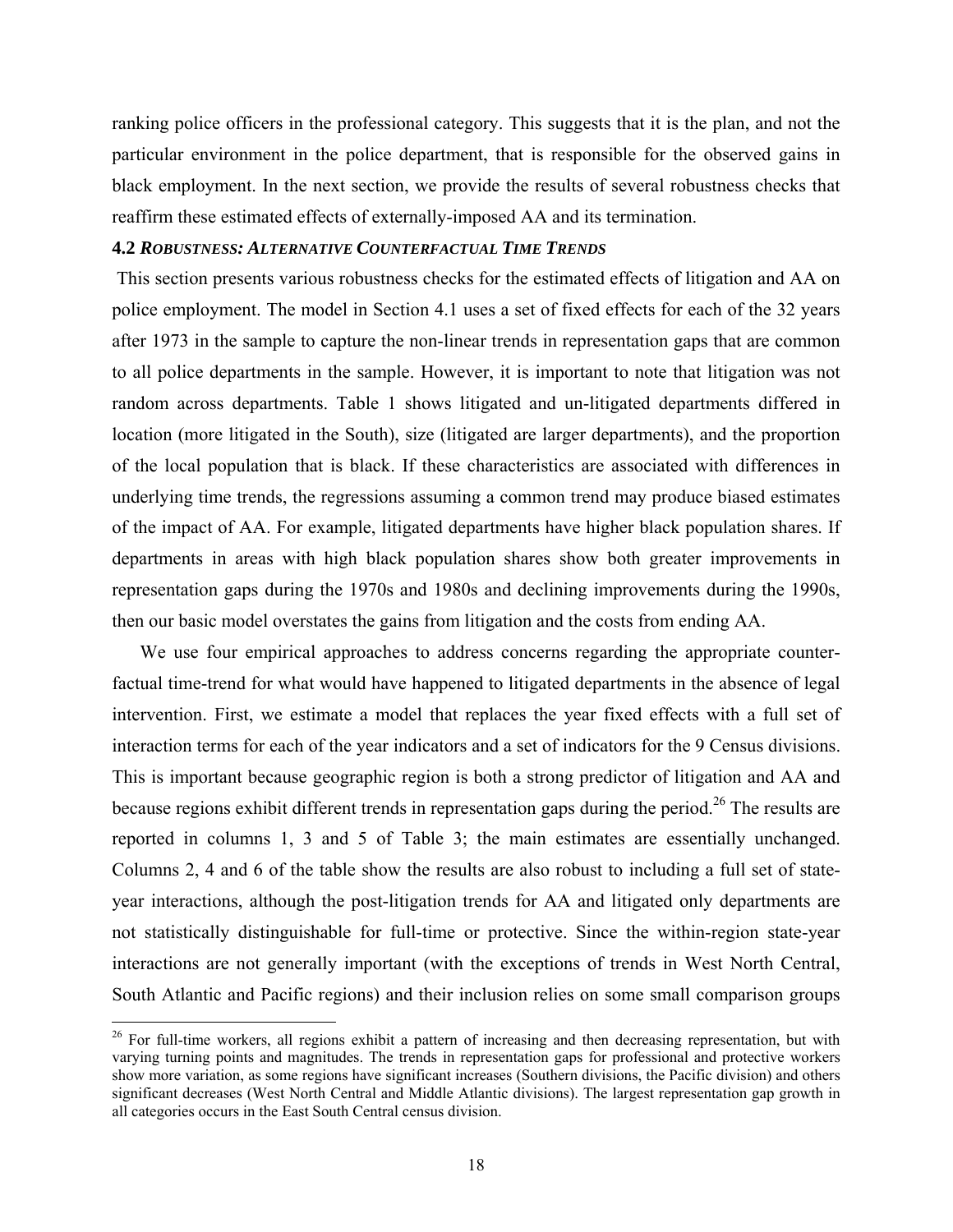ranking police officers in the professional category. This suggests that it is the plan, and not the particular environment in the police department, that is responsible for the observed gains in black employment. In the next section, we provide the results of several robustness checks that reaffirm these estimated effects of externally-imposed AA and its termination.

### 4.2 *ROBUSTNESS: ALTERNATIVE COUNTERFACTUAL TIME TRENDS*

This section presents various robustness checks for the estimated effects of litigation and AA on police employment. The model in Section 4.1 uses a set of fixed effects for each of the 32 years after 1973 in the sample to capture the non-linear trends in representation gaps that are common to all police departments in the sample. However, it is important to note that litigation was not random across departments. Table 1 shows litigated and un-litigated departments differed in location (more litigated in the South), size (litigated are larger departments), and the proportion of the local population that is black. If these characteristics are associated with differences in underlying time trends, the regressions assuming a common trend may produce biased estimates of the impact of AA. For example, litigated departments have higher black population shares. If departments in areas with high black population shares show both greater improvements in representation gaps during the 1970s and 1980s and declining improvements during the 1990s, then our basic model overstates the gains from litigation and the costs from ending AA.

We use four empirical approaches to address concerns regarding the appropriate counter-factual time-trend for what would have happened to litigated departments in the absence of legal intervention. First, we estimate a model that replaces the year fixed effects with a full set of interaction terms for each of the year indicators and a set of indicators for the 9 Census divisions. This is important because geographic region is both a strong predictor of litigation and AA and because regions exhibit different trends in representation gaps during the period.[26] The results are reported in columns 1, 3 and 5 of Table 3; the main estimates are essentially unchanged. Columns 2, 4 and 6 of the table show the results are also robust to including a full set of state-year interactions, although the post-litigation trends for AA and litigated only departments are not statistically distinguishable for full-time or protective. Since the within-region state-year interactions are not generally important (with the exceptions of trends in West North Central, South Atlantic and Pacific regions) and their inclusion relies on some small comparison groups

[26] For full-time workers, all regions exhibit a pattern of increasing and then decreasing representation, but with varying turning points and magnitudes. The trends in representation gaps for professional and protective workers show more variation, as some regions have significant increases (Southern divisions, the Pacific division) and others significant decreases (West North Central and Middle Atlantic divisions). The largest representation gap growth in all categories occurs in the East South Central census division.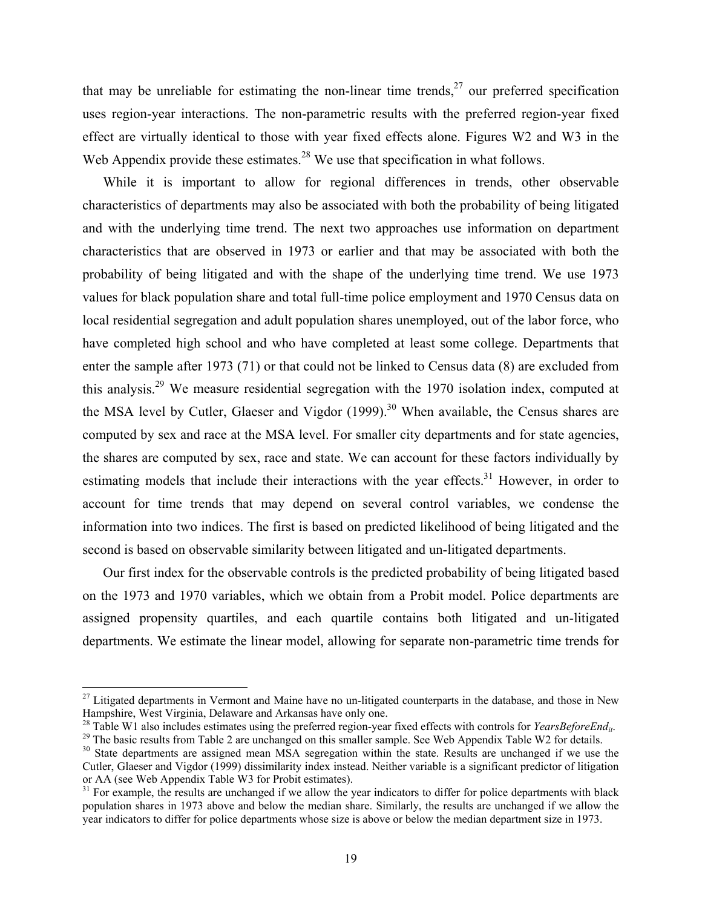that may be unreliable for estimating the non-linear time trends,[27] our preferred specification uses region-year interactions. The non-parametric results with the preferred region-year fixed effect are virtually identical to those with year fixed effects alone. Figures W2 and W3 in the Web Appendix provide these estimates.[28] We use that specification in what follows.

While it is important to allow for regional differences in trends, other observable characteristics of departments may also be associated with both the probability of being litigated and with the underlying time trend. The next two approaches use information on department characteristics that are observed in 1973 or earlier and that may be associated with both the probability of being litigated and with the shape of the underlying time trend. We use 1973 values for black population share and total full-time police employment and 1970 Census data on local residential segregation and adult population shares unemployed, out of the labor force, who have completed high school and who have completed at least some college. Departments that enter the sample after 1973 (71) or that could not be linked to Census data (8) are excluded from this analysis.[29] We measure residential segregation with the 1970 isolation index, computed at the MSA level by Cutler, Glaeser and Vigdor (1999).[30] When available, the Census shares are computed by sex and race at the MSA level. For smaller city departments and for state agencies, the shares are computed by sex, race and state. We can account for these factors individually by estimating models that include their interactions with the year effects.[31] However, in order to account for time trends that may depend on several control variables, we condense the information into two indices. The first is based on predicted likelihood of being litigated and the second is based on observable similarity between litigated and un-litigated departments.

Our first index for the observable controls is the predicted probability of being litigated based on the 1973 and 1970 variables, which we obtain from a Probit model. Police departments are assigned propensity quartiles, and each quartile contains both litigated and un-litigated departments. We estimate the linear model, allowing for separate non-parametric time trends for

---

[27] Litigated departments in Vermont and Maine have no un-litigated counterparts in the database, and those in New Hampshire, West Virginia, Delaware and Arkansas have only one.

[28] Table W1 also includes estimates using the preferred region-year fixed effects with controls for $YearsBeforeEnd_{it}$.

[29] The basic results from Table 2 are unchanged on this smaller sample. See Web Appendix Table W2 for details.

[30] State departments are assigned mean MSA segregation within the state. Results are unchanged if we use the Cutler, Glaeser and Vigdor (1999) dissimilarity index instead. Neither variable is a significant predictor of litigation or AA (see Web Appendix Table W3 for Probit estimates).

[31] For example, the results are unchanged if we allow the year indicators to differ for police departments with black population shares in 1973 above and below the median share. Similarly, the results are unchanged if we allow the year indicators to differ for police departments whose size is above or below the median department size in 1973.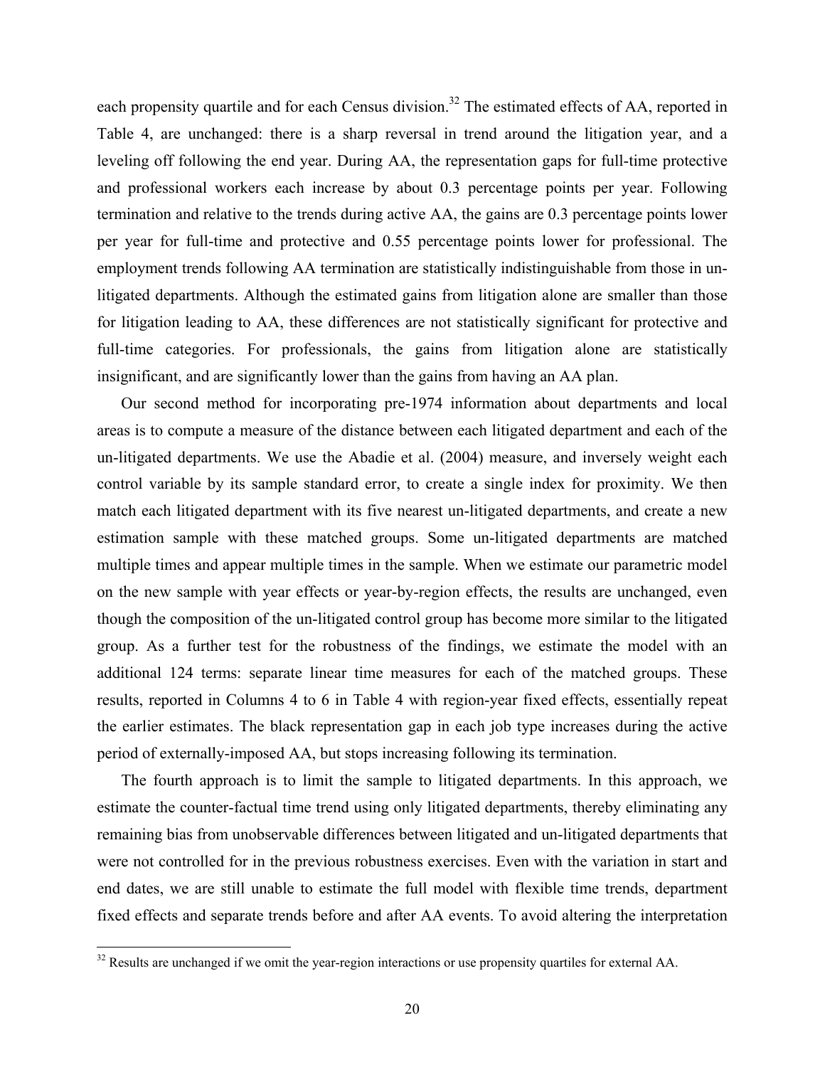each propensity quartile and for each Census division.[32] The estimated effects of AA, reported in Table 4, are unchanged: there is a sharp reversal in trend around the litigation year, and a leveling off following the end year. During AA, the representation gaps for full-time protective and professional workers each increase by about 0.3 percentage points per year. Following termination and relative to the trends during active AA, the gains are 0.3 percentage points lower per year for full-time and protective and 0.55 percentage points lower for professional. The employment trends following AA termination are statistically indistinguishable from those in un-litigated departments. Although the estimated gains from litigation alone are smaller than those for litigation leading to AA, these differences are not statistically significant for protective and full-time categories. For professionals, the gains from litigation alone are statistically insignificant, and are significantly lower than the gains from having an AA plan.

Our second method for incorporating pre-1974 information about departments and local areas is to compute a measure of the distance between each litigated department and each of the un-litigated departments. We use the Abadie et al. (2004) measure, and inversely weight each control variable by its sample standard error, to create a single index for proximity. We then match each litigated department with its five nearest un-litigated departments, and create a new estimation sample with these matched groups. Some un-litigated departments are matched multiple times and appear multiple times in the sample. When we estimate our parametric model on the new sample with year effects or year-by-region effects, the results are unchanged, even though the composition of the un-litigated control group has become more similar to the litigated group. As a further test for the robustness of the findings, we estimate the model with an additional 124 terms: separate linear time measures for each of the matched groups. These results, reported in Columns 4 to 6 in Table 4 with region-year fixed effects, essentially repeat the earlier estimates. The black representation gap in each job type increases during the active period of externally-imposed AA, but stops increasing following its termination.

The fourth approach is to limit the sample to litigated departments. In this approach, we estimate the counter-factual time trend using only litigated departments, thereby eliminating any remaining bias from unobservable differences between litigated and un-litigated departments that were not controlled for in the previous robustness exercises. Even with the variation in start and end dates, we are still unable to estimate the full model with flexible time trends, department fixed effects and separate trends before and after AA events. To avoid altering the interpretation

[32] Results are unchanged if we omit the year-region interactions or use propensity quartiles for external AA.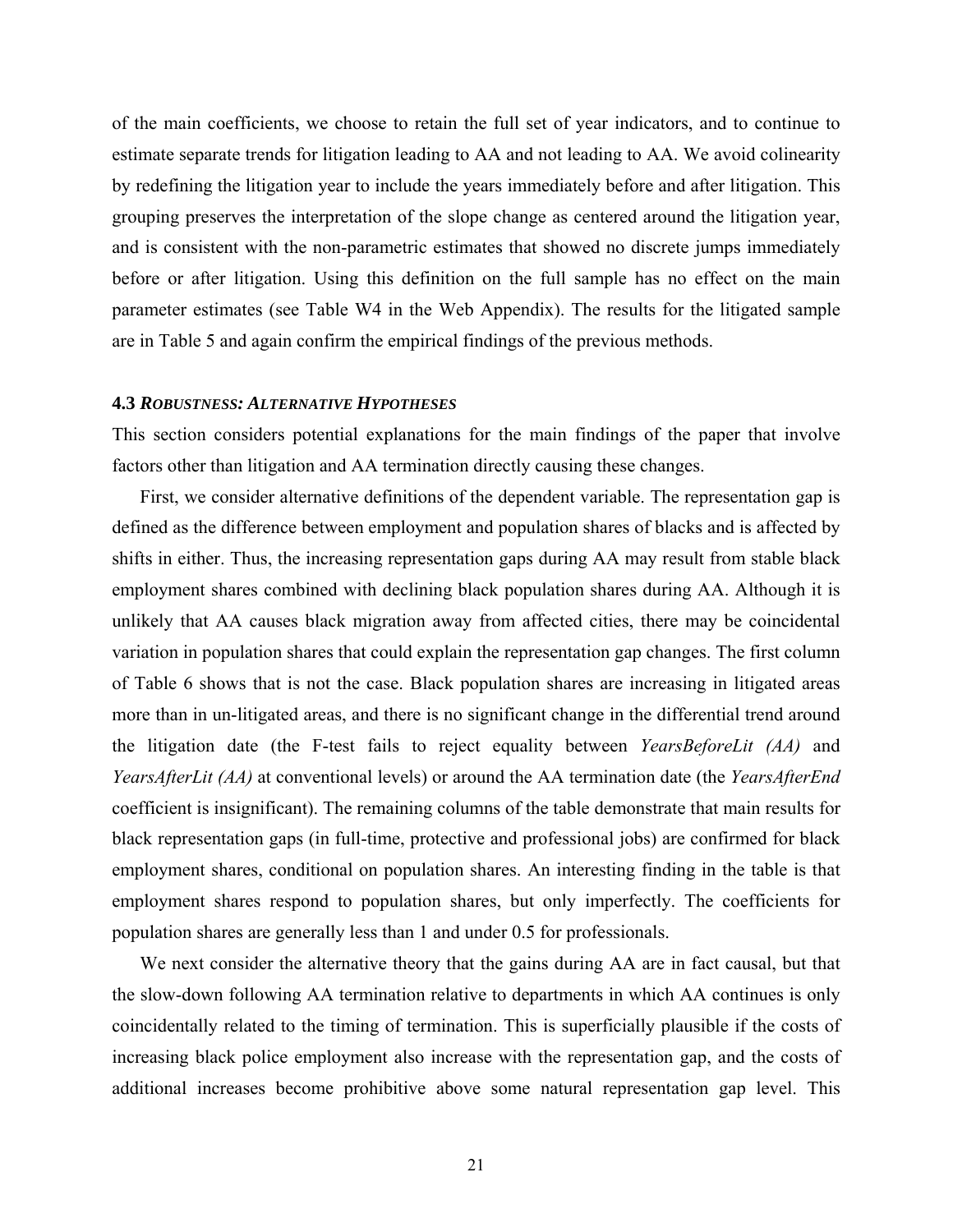of the main coefficients, we choose to retain the full set of year indicators, and to continue to estimate separate trends for litigation leading to AA and not leading to AA. We avoid colinearity by redefining the litigation year to include the years immediately before and after litigation. This grouping preserves the interpretation of the slope change as centered around the litigation year, and is consistent with the non-parametric estimates that showed no discrete jumps immediately before or after litigation. Using this definition on the full sample has no effect on the main parameter estimates (see Table W4 in the Web Appendix). The results for the litigated sample are in Table 5 and again confirm the empirical findings of the previous methods.

### 4.3 *ROBUSTNESS: ALTERNATIVE HYPOTHESES*

This section considers potential explanations for the main findings of the paper that involve factors other than litigation and AA termination directly causing these changes.

First, we consider alternative definitions of the dependent variable. The representation gap is defined as the difference between employment and population shares of blacks and is affected by shifts in either. Thus, the increasing representation gaps during AA may result from stable black employment shares combined with declining black population shares during AA. Although it is unlikely that AA causes black migration away from affected cities, there may be coincidental variation in population shares that could explain the representation gap changes. The first column of Table 6 shows that is not the case. Black population shares are increasing in litigated areas more than in un-litigated areas, and there is no significant change in the differential trend around the litigation date (the F-test fails to reject equality between *YearsBeforeLit (AA)* and *YearsAfterLit (AA)* at conventional levels) or around the AA termination date (the *YearsAfterEnd* coefficient is insignificant). The remaining columns of the table demonstrate that main results for black representation gaps (in full-time, protective and professional jobs) are confirmed for black employment shares, conditional on population shares. An interesting finding in the table is that employment shares respond to population shares, but only imperfectly. The coefficients for population shares are generally less than 1 and under 0.5 for professionals.

We next consider the alternative theory that the gains during AA are in fact causal, but that the slow-down following AA termination relative to departments in which AA continues is only coincidentally related to the timing of termination. This is superficially plausible if the costs of increasing black police employment also increase with the representation gap, and the costs of additional increases become prohibitive above some natural representation gap level. This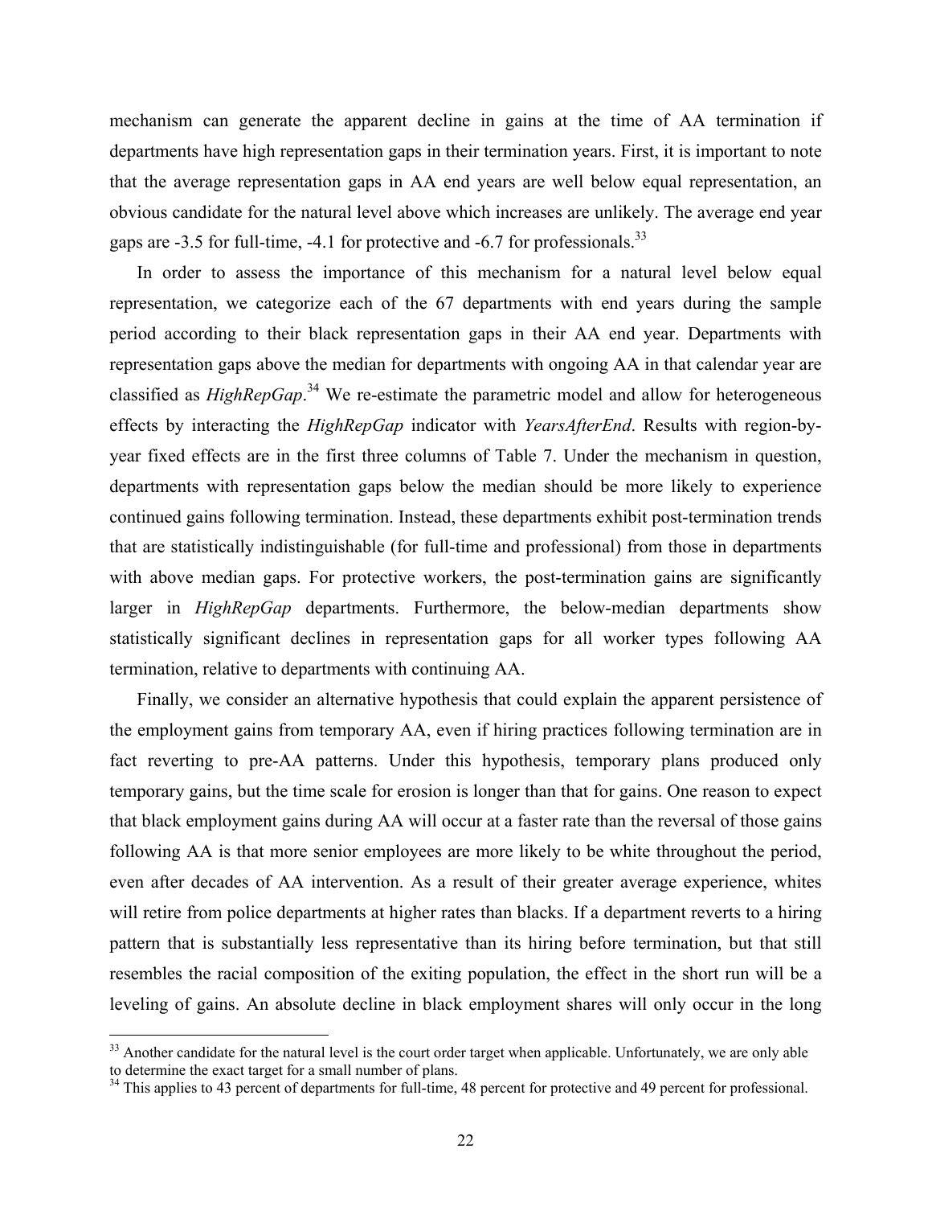mechanism can generate the apparent decline in gains at the time of AA termination if departments have high representation gaps in their termination years. First, it is important to note that the average representation gaps in AA end years are well below equal representation, an obvious candidate for the natural level above which increases are unlikely. The average end year gaps are -3.5 for full-time, -4.1 for protective and -6.7 for professionals.[33]

In order to assess the importance of this mechanism for a natural level below equal representation, we categorize each of the 67 departments with end years during the sample period according to their black representation gaps in their AA end year. Departments with representation gaps above the median for departments with ongoing AA in that calendar year are classified as *HighRepGap*.[34] We re-estimate the parametric model and allow for heterogeneous effects by interacting the *HighRepGap* indicator with *YearsAfterEnd*. Results with region-by-year fixed effects are in the first three columns of Table 7. Under the mechanism in question, departments with representation gaps below the median should be more likely to experience continued gains following termination. Instead, these departments exhibit post-termination trends that are statistically indistinguishable (for full-time and professional) from those in departments with above median gaps. For protective workers, the post-termination gains are significantly larger in *HighRepGap* departments. Furthermore, the below-median departments show statistically significant declines in representation gaps for all worker types following AA termination, relative to departments with continuing AA.

Finally, we consider an alternative hypothesis that could explain the apparent persistence of the employment gains from temporary AA, even if hiring practices following termination are in fact reverting to pre-AA patterns. Under this hypothesis, temporary plans produced only temporary gains, but the time scale for erosion is longer than that for gains. One reason to expect that black employment gains during AA will occur at a faster rate than the reversal of those gains following AA is that more senior employees are more likely to be white throughout the period, even after decades of AA intervention. As a result of their greater average experience, whites will retire from police departments at higher rates than blacks. If a department reverts to a hiring pattern that is substantially less representative than its hiring before termination, but that still resembles the racial composition of the exiting population, the effect in the short run will be a leveling of gains. An absolute decline in black employment shares will only occur in the long

[33] Another candidate for the natural level is the court order target when applicable. Unfortunately, we are only able to determine the exact target for a small number of plans.

[34] This applies to 43 percent of departments for full-time, 48 percent for protective and 49 percent for professional.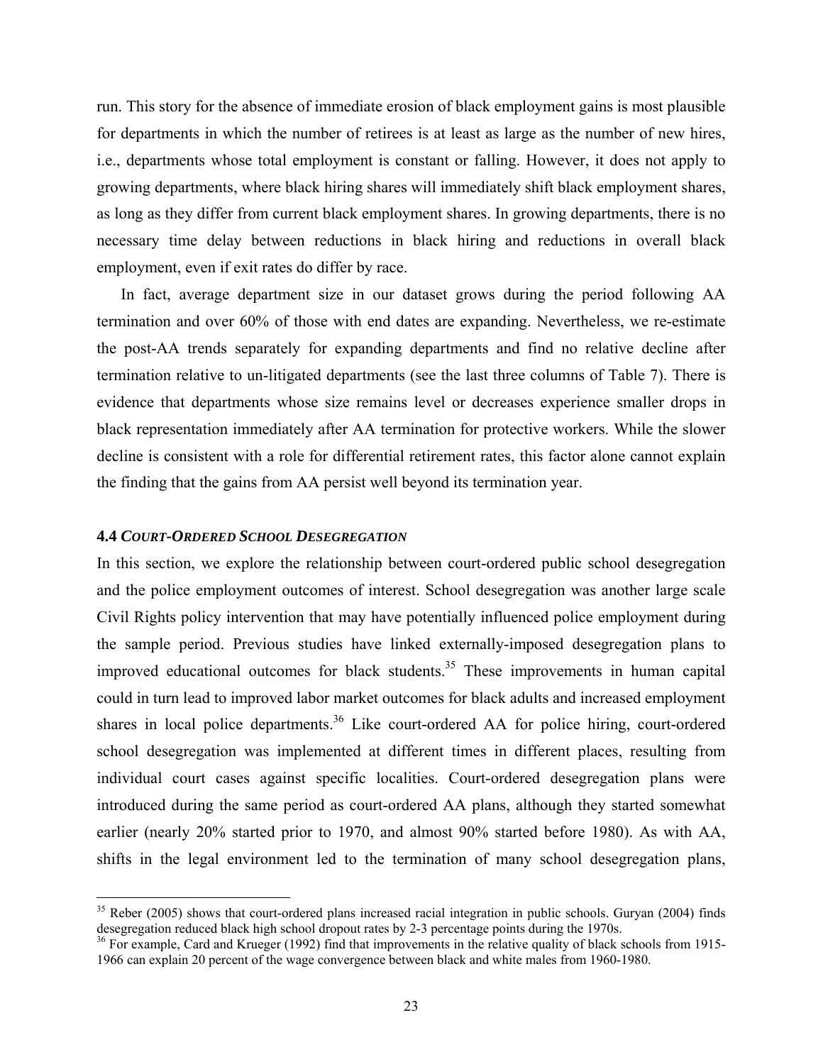run. This story for the absence of immediate erosion of black employment gains is most plausible for departments in which the number of retirees is at least as large as the number of new hires, i.e., departments whose total employment is constant or falling. However, it does not apply to growing departments, where black hiring shares will immediately shift black employment shares, as long as they differ from current black employment shares. In growing departments, there is no necessary time delay between reductions in black hiring and reductions in overall black employment, even if exit rates do differ by race.

In fact, average department size in our dataset grows during the period following AA termination and over 60% of those with end dates are expanding. Nevertheless, we re-estimate the post-AA trends separately for expanding departments and find no relative decline after termination relative to un-litigated departments (see the last three columns of Table 7). There is evidence that departments whose size remains level or decreases experience smaller drops in black representation immediately after AA termination for protective workers. While the slower decline is consistent with a role for differential retirement rates, this factor alone cannot explain the finding that the gains from AA persist well beyond its termination year.

### 4.4 *COURT-ORDERED SCHOOL DESEGREGATION*

In this section, we explore the relationship between court-ordered public school desegregation and the police employment outcomes of interest. School desegregation was another large scale Civil Rights policy intervention that may have potentially influenced police employment during the sample period. Previous studies have linked externally-imposed desegregation plans to improved educational outcomes for black students.[35] These improvements in human capital could in turn lead to improved labor market outcomes for black adults and increased employment shares in local police departments.[36] Like court-ordered AA for police hiring, court-ordered school desegregation was implemented at different times in different places, resulting from individual court cases against specific localities. Court-ordered desegregation plans were introduced during the same period as court-ordered AA plans, although they started somewhat earlier (nearly 20% started prior to 1970, and almost 90% started before 1980). As with AA, shifts in the legal environment led to the termination of many school desegregation plans,

---

[35] Reber (2005) shows that court-ordered plans increased racial integration in public schools. Guryan (2004) finds desegregation reduced black high school dropout rates by 2-3 percentage points during the 1970s.

[36] For example, Card and Krueger (1992) find that improvements in the relative quality of black schools from 1915-1966 can explain 20 percent of the wage convergence between black and white males from 1960-1980.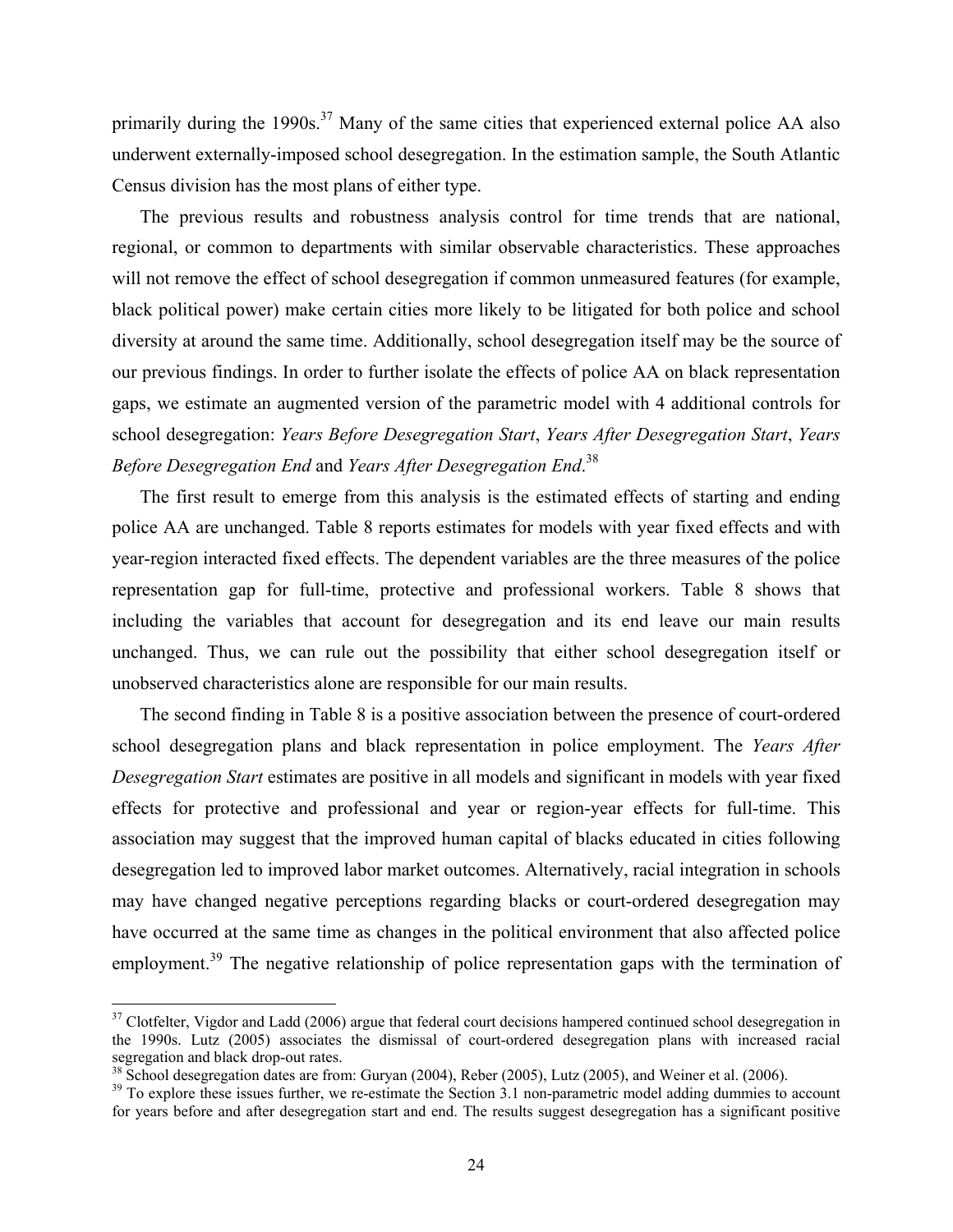primarily during the 1990s.[37] Many of the same cities that experienced external police AA also underwent externally-imposed school desegregation. In the estimation sample, the South Atlantic Census division has the most plans of either type.

The previous results and robustness analysis control for time trends that are national, regional, or common to departments with similar observable characteristics. These approaches will not remove the effect of school desegregation if common unmeasured features (for example, black political power) make certain cities more likely to be litigated for both police and school diversity at around the same time. Additionally, school desegregation itself may be the source of our previous findings. In order to further isolate the effects of police AA on black representation gaps, we estimate an augmented version of the parametric model with 4 additional controls for school desegregation: *Years Before Desegregation Start*, *Years After Desegregation Start*, *Years Before Desegregation End* and *Years After Desegregation End*.[38]

The first result to emerge from this analysis is the estimated effects of starting and ending police AA are unchanged. Table 8 reports estimates for models with year fixed effects and with year-region interacted fixed effects. The dependent variables are the three measures of the police representation gap for full-time, protective and professional workers. Table 8 shows that including the variables that account for desegregation and its end leave our main results unchanged. Thus, we can rule out the possibility that either school desegregation itself or unobserved characteristics alone are responsible for our main results.

The second finding in Table 8 is a positive association between the presence of court-ordered school desegregation plans and black representation in police employment. The *Years After Desegregation Start* estimates are positive in all models and significant in models with year fixed effects for protective and professional and year or region-year effects for full-time. This association may suggest that the improved human capital of blacks educated in cities following desegregation led to improved labor market outcomes. Alternatively, racial integration in schools may have changed negative perceptions regarding blacks or court-ordered desegregation may have occurred at the same time as changes in the political environment that also affected police employment.[39] The negative relationship of police representation gaps with the termination of

---

[37] Clotfelter, Vigdor and Ladd (2006) argue that federal court decisions hampered continued school desegregation in the 1990s. Lutz (2005) associates the dismissal of court-ordered desegregation plans with increased racial segregation and black drop-out rates.

[38] School desegregation dates are from: Guryan (2004), Reber (2005), Lutz (2005), and Weiner et al. (2006).

[39] To explore these issues further, we re-estimate the Section 3.1 non-parametric model adding dummies to account for years before and after desegregation start and end. The results suggest desegregation has a significant positive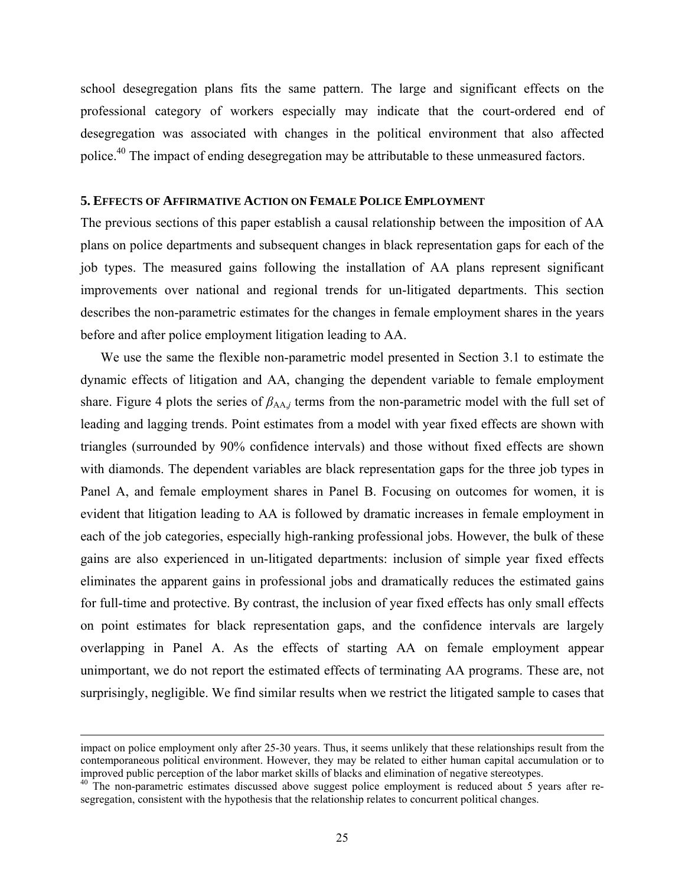school desegregation plans fits the same pattern. The large and significant effects on the professional category of workers especially may indicate that the court-ordered end of desegregation was associated with changes in the political environment that also affected police.[40] The impact of ending desegregation may be attributable to these unmeasured factors.

### 5. Effects of Affirmative Action on Female Police Employment

The previous sections of this paper establish a causal relationship between the imposition of AA plans on police departments and subsequent changes in black representation gaps for each of the job types. The measured gains following the installation of AA plans represent significant improvements over national and regional trends for un-litigated departments. This section describes the non-parametric estimates for the changes in female employment shares in the years before and after police employment litigation leading to AA.

We use the same the flexible non-parametric model presented in Section 3.1 to estimate the dynamic effects of litigation and AA, changing the dependent variable to female employment share. Figure 4 plots the series of $\beta_{AA,j}$ terms from the non-parametric model with the full set of leading and lagging trends. Point estimates from a model with year fixed effects are shown with triangles (surrounded by 90% confidence intervals) and those without fixed effects are shown with diamonds. The dependent variables are black representation gaps for the three job types in Panel A, and female employment shares in Panel B. Focusing on outcomes for women, it is evident that litigation leading to AA is followed by dramatic increases in female employment in each of the job categories, especially high-ranking professional jobs. However, the bulk of these gains are also experienced in un-litigated departments: inclusion of simple year fixed effects eliminates the apparent gains in professional jobs and dramatically reduces the estimated gains for full-time and protective. By contrast, the inclusion of year fixed effects has only small effects on point estimates for black representation gaps, and the confidence intervals are largely overlapping in Panel A. As the effects of starting AA on female employment appear unimportant, we do not report the estimated effects of terminating AA programs. These are, not surprisingly, negligible. We find similar results when we restrict the litigated sample to cases that

---

impact on police employment only after 25-30 years. Thus, it seems unlikely that these relationships result from the contemporaneous political environment. However, they may be related to either human capital accumulation or to improved public perception of the labor market skills of blacks and elimination of negative stereotypes.

[40] The non-parametric estimates discussed above suggest police employment is reduced about 5 years after re-segregation, consistent with the hypothesis that the relationship relates to concurrent political changes.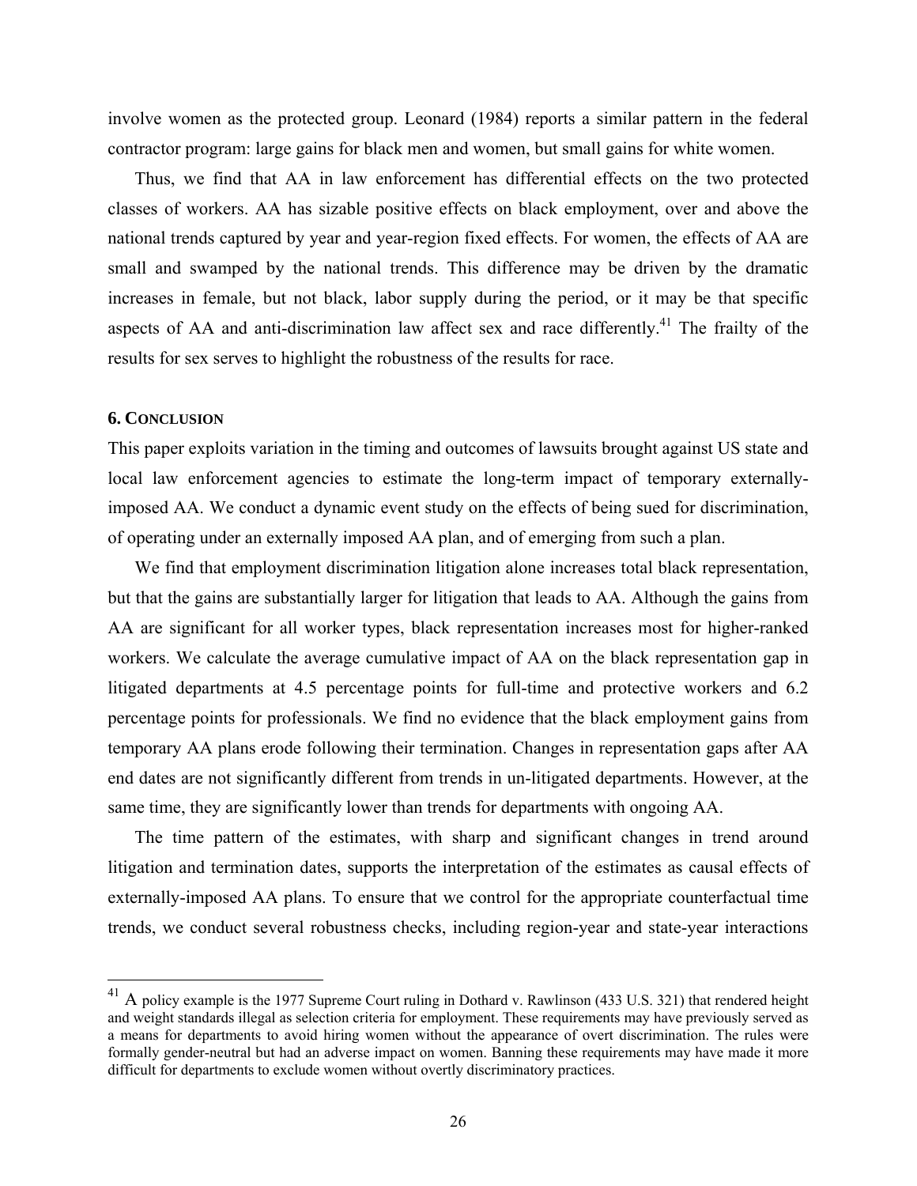involve women as the protected group. Leonard (1984) reports a similar pattern in the federal contractor program: large gains for black men and women, but small gains for white women.

Thus, we find that AA in law enforcement has differential effects on the two protected classes of workers. AA has sizable positive effects on black employment, over and above the national trends captured by year and year-region fixed effects. For women, the effects of AA are small and swamped by the national trends. This difference may be driven by the dramatic increases in female, but not black, labor supply during the period, or it may be that specific aspects of AA and anti-discrimination law affect sex and race differently.[41] The frailty of the results for sex serves to highlight the robustness of the results for race.

## 6. CONCLUSION

This paper exploits variation in the timing and outcomes of lawsuits brought against US state and local law enforcement agencies to estimate the long-term impact of temporary externally-imposed AA. We conduct a dynamic event study on the effects of being sued for discrimination, of operating under an externally imposed AA plan, and of emerging from such a plan.

We find that employment discrimination litigation alone increases total black representation, but that the gains are substantially larger for litigation that leads to AA. Although the gains from AA are significant for all worker types, black representation increases most for higher-ranked workers. We calculate the average cumulative impact of AA on the black representation gap in litigated departments at 4.5 percentage points for full-time and protective workers and 6.2 percentage points for professionals. We find no evidence that the black employment gains from temporary AA plans erode following their termination. Changes in representation gaps after AA end dates are not significantly different from trends in un-litigated departments. However, at the same time, they are significantly lower than trends for departments with ongoing AA.

The time pattern of the estimates, with sharp and significant changes in trend around litigation and termination dates, supports the interpretation of the estimates as causal effects of externally-imposed AA plans. To ensure that we control for the appropriate counterfactual time trends, we conduct several robustness checks, including region-year and state-year interactions

---

[41] A policy example is the 1977 Supreme Court ruling in Dothard v. Rawlinson (433 U.S. 321) that rendered height and weight standards illegal as selection criteria for employment. These requirements may have previously served as a means for departments to avoid hiring women without the appearance of overt discrimination. The rules were formally gender-neutral but had an adverse impact on women. Banning these requirements may have made it more difficult for departments to exclude women without overtly discriminatory practices.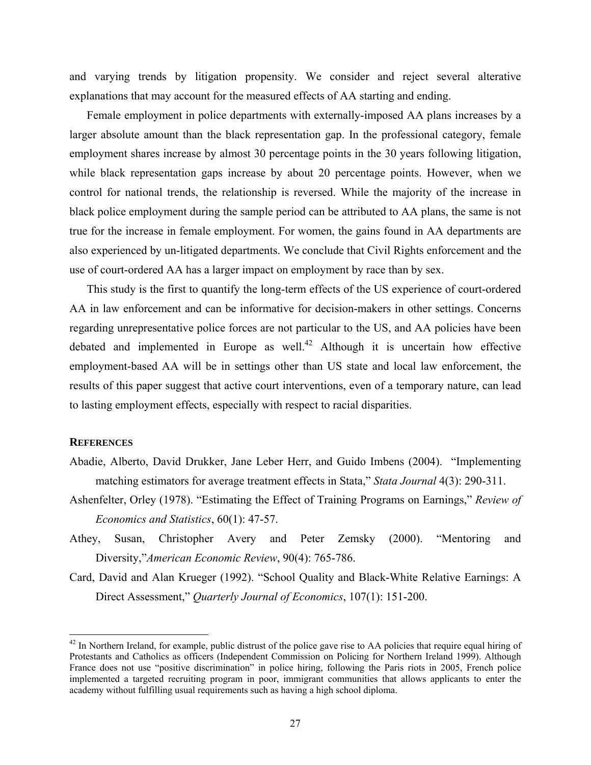and varying trends by litigation propensity. We consider and reject several alterative explanations that may account for the measured effects of AA starting and ending.

Female employment in police departments with externally-imposed AA plans increases by a larger absolute amount than the black representation gap. In the professional category, female employment shares increase by almost 30 percentage points in the 30 years following litigation, while black representation gaps increase by about 20 percentage points. However, when we control for national trends, the relationship is reversed. While the majority of the increase in black police employment during the sample period can be attributed to AA plans, the same is not true for the increase in female employment. For women, the gains found in AA departments are also experienced by un-litigated departments. We conclude that Civil Rights enforcement and the use of court-ordered AA has a larger impact on employment by race than by sex.

This study is the first to quantify the long-term effects of the US experience of court-ordered AA in law enforcement and can be informative for decision-makers in other settings. Concerns regarding unrepresentative police forces are not particular to the US, and AA policies have been debated and implemented in Europe as well.[42] Although it is uncertain how effective employment-based AA will be in settings other than US state and local law enforcement, the results of this paper suggest that active court interventions, even of a temporary nature, can lead to lasting employment effects, especially with respect to racial disparities.

## REFERENCES

Abadie, Alberto, David Drukker, Jane Leber Herr, and Guido Imbens (2004). "Implementing matching estimators for average treatment effects in Stata," *Stata Journal* 4(3): 290-311.

Ashenfelter, Orley (1978). "Estimating the Effect of Training Programs on Earnings," *Review of Economics and Statistics*, 60(1): 47-57.

Athey, Susan, Christopher Avery and Peter Zemsky (2000). "Mentoring and Diversity,"*American Economic Review*, 90(4): 765-786.

Card, David and Alan Krueger (1992). "School Quality and Black-White Relative Earnings: A Direct Assessment," *Quarterly Journal of Economics*, 107(1): 151-200.

[42] In Northern Ireland, for example, public distrust of the police gave rise to AA policies that require equal hiring of Protestants and Catholics as officers (Independent Commission on Policing for Northern Ireland 1999). Although France does not use "positive discrimination" in police hiring, following the Paris riots in 2005, French police implemented a targeted recruiting program in poor, immigrant communities that allows applicants to enter the academy without fulfilling usual requirements such as having a high school diploma.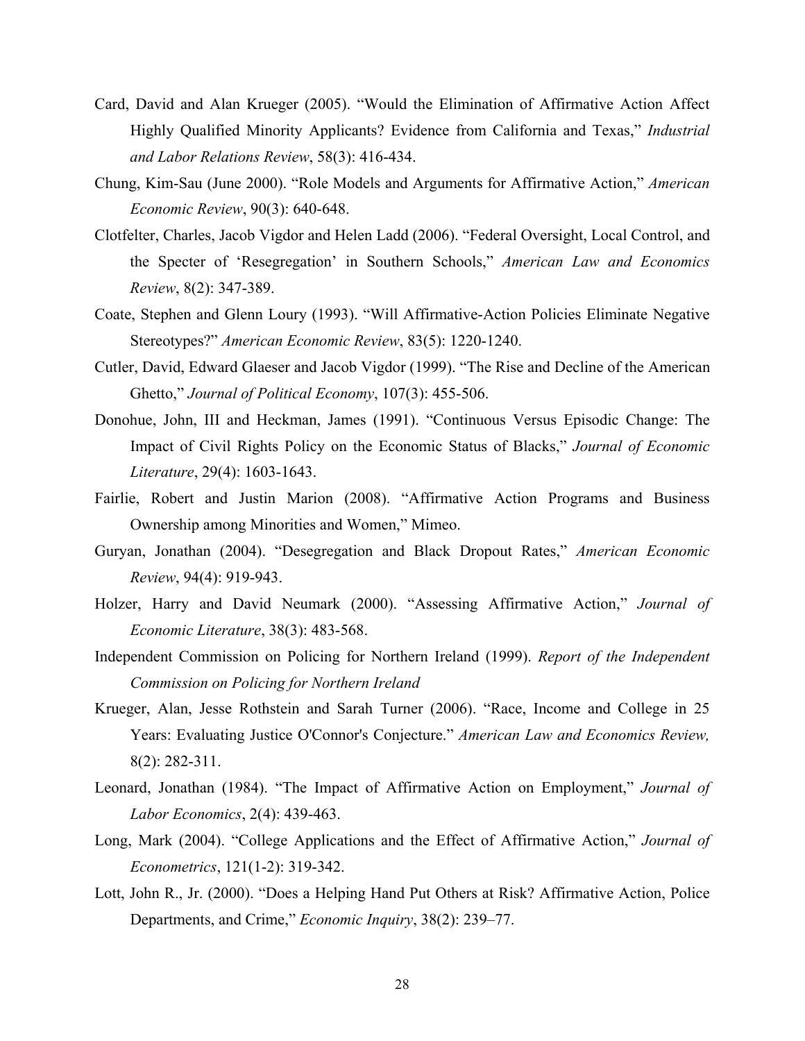Card, David and Alan Krueger (2005). "Would the Elimination of Affirmative Action Affect Highly Qualified Minority Applicants? Evidence from California and Texas," *Industrial and Labor Relations Review*, 58(3): 416-434.

Chung, Kim-Sau (June 2000). "Role Models and Arguments for Affirmative Action," *American Economic Review*, 90(3): 640-648.

Clotfelter, Charles, Jacob Vigdor and Helen Ladd (2006). "Federal Oversight, Local Control, and the Specter of 'Resegregation' in Southern Schools," *American Law and Economics Review*, 8(2): 347-389.

Coate, Stephen and Glenn Loury (1993). "Will Affirmative-Action Policies Eliminate Negative Stereotypes?" *American Economic Review*, 83(5): 1220-1240.

Cutler, David, Edward Glaeser and Jacob Vigdor (1999). "The Rise and Decline of the American Ghetto," *Journal of Political Economy*, 107(3): 455-506.

Donohue, John, III and Heckman, James (1991). "Continuous Versus Episodic Change: The Impact of Civil Rights Policy on the Economic Status of Blacks," *Journal of Economic Literature*, 29(4): 1603-1643.

Fairlie, Robert and Justin Marion (2008). "Affirmative Action Programs and Business Ownership among Minorities and Women," Mimeo.

Guryan, Jonathan (2004). "Desegregation and Black Dropout Rates," *American Economic Review*, 94(4): 919-943.

Holzer, Harry and David Neumark (2000). "Assessing Affirmative Action," *Journal of Economic Literature*, 38(3): 483-568.

Independent Commission on Policing for Northern Ireland (1999). *Report of the Independent Commission on Policing for Northern Ireland*

Krueger, Alan, Jesse Rothstein and Sarah Turner (2006). "Race, Income and College in 25 Years: Evaluating Justice O'Connor's Conjecture." *American Law and Economics Review,* 8(2): 282-311.

Leonard, Jonathan (1984). "The Impact of Affirmative Action on Employment," *Journal of Labor Economics*, 2(4): 439-463.

Long, Mark (2004). "College Applications and the Effect of Affirmative Action," *Journal of Econometrics*, 121(1-2): 319-342.

Lott, John R., Jr. (2000). "Does a Helping Hand Put Others at Risk? Affirmative Action, Police Departments, and Crime," *Economic Inquiry*, 38(2): 239–77.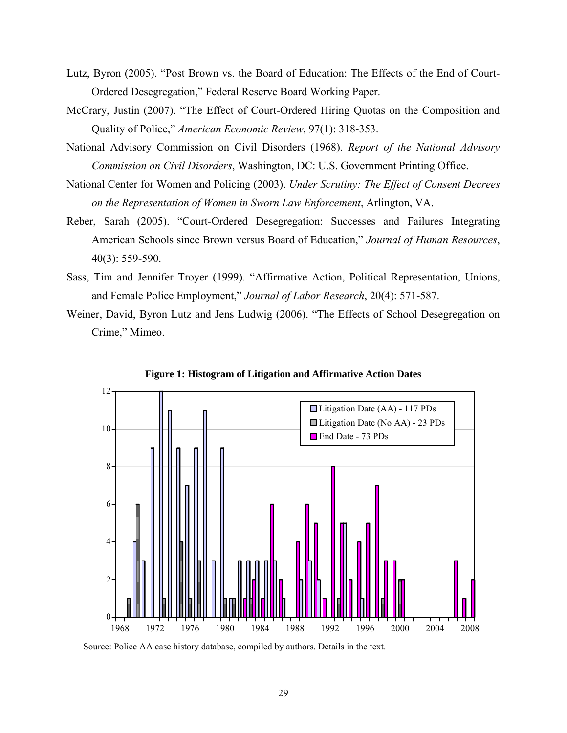Lutz, Byron (2005). "Post Brown vs. the Board of Education: The Effects of the End of Court-Ordered Desegregation," Federal Reserve Board Working Paper.

McCrary, Justin (2007). "The Effect of Court-Ordered Hiring Quotas on the Composition and Quality of Police," *American Economic Review*, 97(1): 318-353.

National Advisory Commission on Civil Disorders (1968). *Report of the National Advisory Commission on Civil Disorders*, Washington, DC: U.S. Government Printing Office.

National Center for Women and Policing (2003). *Under Scrutiny: The Effect of Consent Decrees on the Representation of Women in Sworn Law Enforcement*, Arlington, VA.

Reber, Sarah (2005). "Court-Ordered Desegregation: Successes and Failures Integrating American Schools since Brown versus Board of Education," *Journal of Human Resources*, 40(3): 559-590.

Sass, Tim and Jennifer Troyer (1999). "Affirmative Action, Political Representation, Unions, and Female Police Employment," *Journal of Labor Research*, 20(4): 571-587.

Weiner, David, Byron Lutz and Jens Ludwig (2006). "The Effects of School Desegregation on Crime," Mimeo.

**Figure 1: Histogram of Litigation and Affirmative Action Dates**

Source: Police AA case history database, compiled by authors. Details in the text.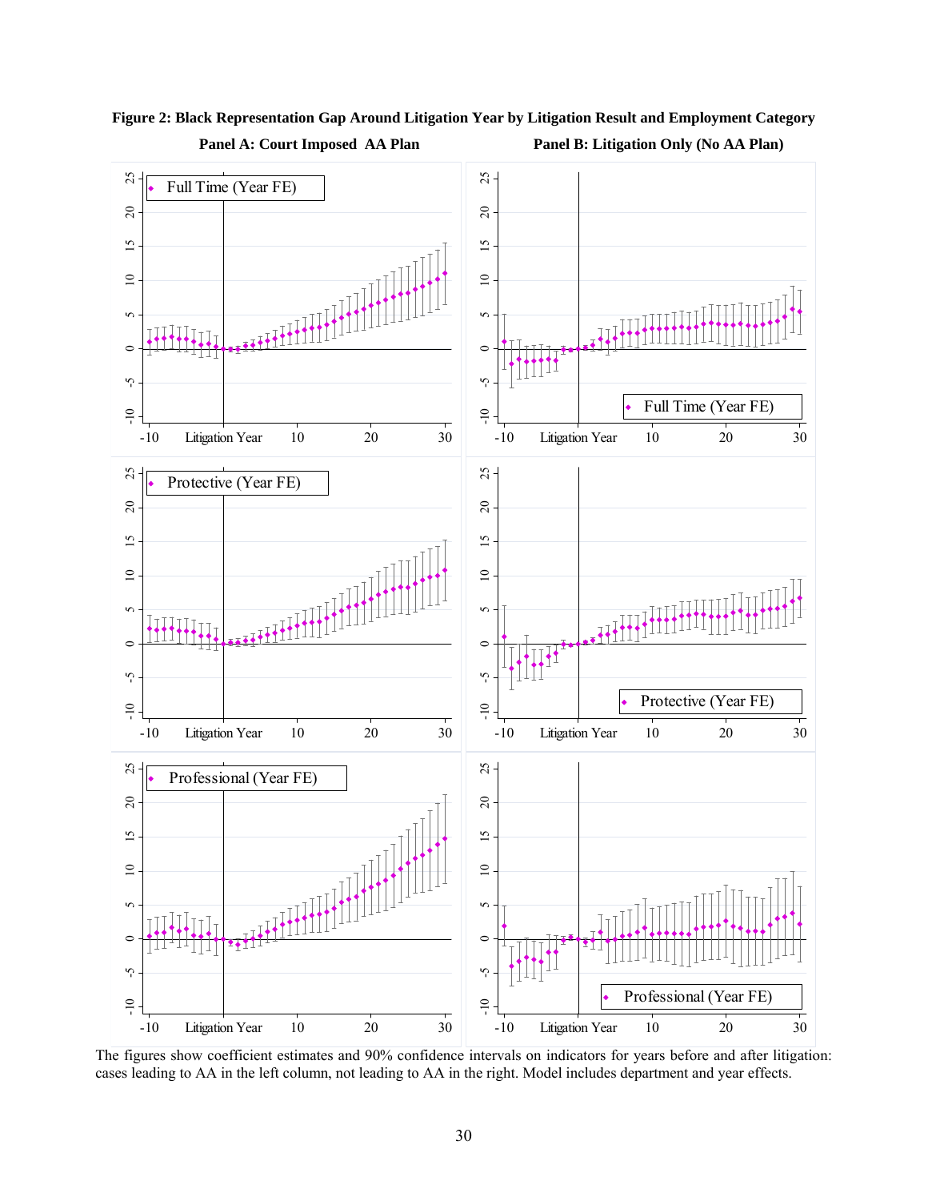**Figure 2: Black Representation Gap Around Litigation Year by Litigation Result and Employment Category**

The figures show coefficient estimates and 90% confidence intervals on indicators for years before and after litigation: cases leading to AA in the left column, not leading to AA in the right. Model includes department and year effects.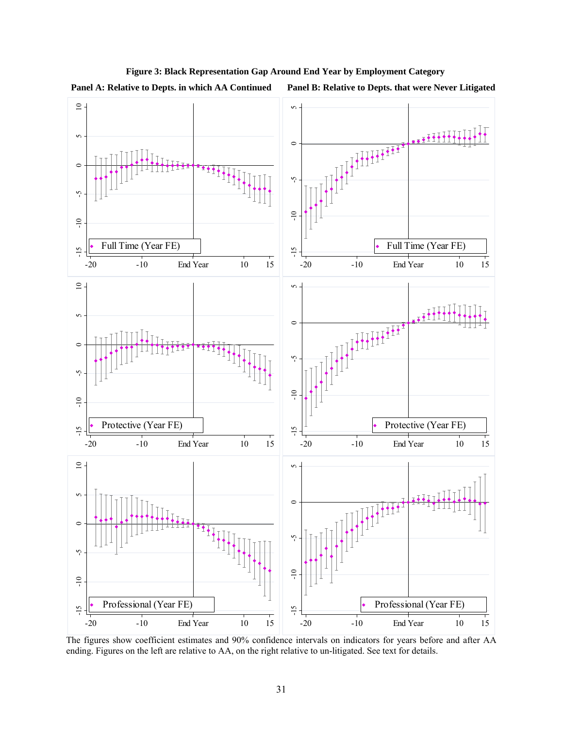**Figure 3: Black Representation Gap Around End Year by Employment Category**

**Panel A: Relative to Depts. in which AA Continued** **Panel B: Relative to Depts. that were Never Litigated**

The figures show coefficient estimates and 90% confidence intervals on indicators for years before and after AA ending. Figures on the left are relative to AA, on the right relative to un-litigated. See text for details.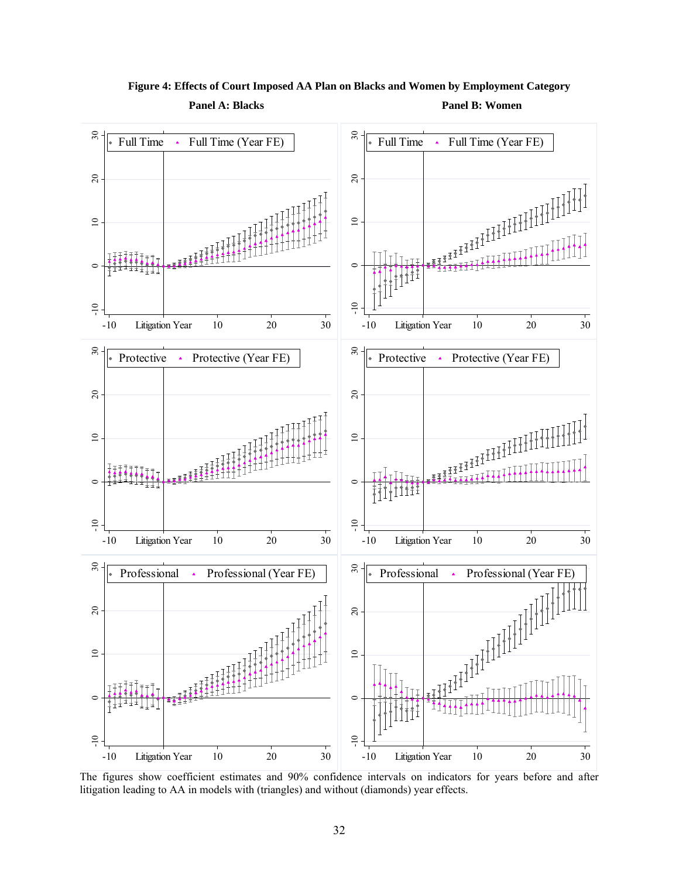**Figure 4: Effects of Court Imposed AA Plan on Blacks and Women by Employment Category**

The figures show coefficient estimates and 90% confidence intervals on indicators for years before and after litigation leading to AA in models with (triangles) and without (diamonds) year effects.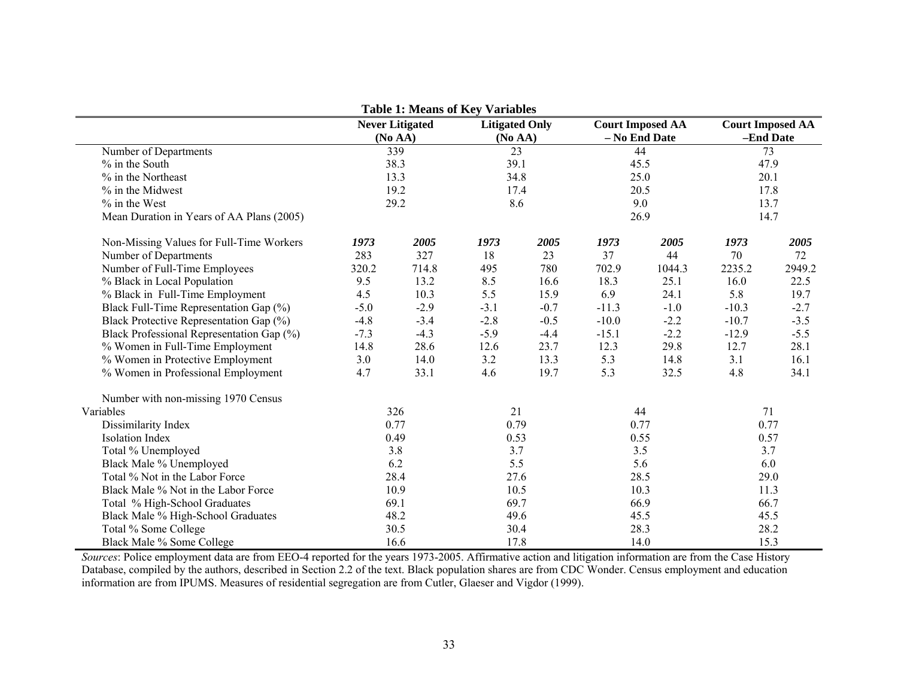**Table 1: Means of Key Variables**

| | Never Litigated (No AA) | | Litigated Only (No AA) | | Court Imposed AA – No End Date | | Court Imposed AA –End Date | |
|---|---|---|---|---|---|---|---|---|
| Number of Departments | 339 | | 23 | | 44 | | 73 | |
| % in the South | 38.3 | | 39.1 | | 45.5 | | 47.9 | |
| % in the Northeast | 13.3 | | 34.8 | | 25.0 | | 20.1 | |
| % in the Midwest | 19.2 | | 17.4 | | 20.5 | | 17.8 | |
| % in the West | 29.2 | | 8.6 | | 9.0 | | 13.7 | |
| Mean Duration in Years of AA Plans (2005) | | | | | 26.9 | | 14.7 | |
| Non-Missing Values for Full-Time Workers | ***1973*** | ***2005*** | ***1973*** | ***2005*** | ***1973*** | ***2005*** | ***1973*** | ***2005*** |
| Number of Departments | 283 | 327 | 18 | 23 | 37 | 44 | 70 | 72 |
| Number of Full-Time Employees | 320.2 | 714.8 | 495 | 780 | 702.9 | 1044.3 | 2235.2 | 2949.2 |
| % Black in Local Population | 9.5 | 13.2 | 8.5 | 16.6 | 18.3 | 25.1 | 16.0 | 22.5 |
| % Black in Full-Time Employment | 4.5 | 10.3 | 5.5 | 15.9 | 6.9 | 24.1 | 5.8 | 19.7 |
| Black Full-Time Representation Gap (%) | -5.0 | -2.9 | -3.1 | -0.7 | -11.3 | -1.0 | -10.3 | -2.7 |
| Black Protective Representation Gap (%) | -4.8 | -3.4 | -2.8 | -0.5 | -10.0 | -2.2 | -10.7 | -3.5 |
| Black Professional Representation Gap (%) | -7.3 | -4.3 | -5.9 | -4.4 | -15.1 | -2.2 | -12.9 | -5.5 |
| % Women in Full-Time Employment | 14.8 | 28.6 | 12.6 | 23.7 | 12.3 | 29.8 | 12.7 | 28.1 |
| % Women in Protective Employment | 3.0 | 14.0 | 3.2 | 13.3 | 5.3 | 14.8 | 3.1 | 16.1 |
| % Women in Professional Employment | 4.7 | 33.1 | 4.6 | 19.7 | 5.3 | 32.5 | 4.8 | 34.1 |
| Number with non-missing 1970 Census Variables | 326 | | 21 | | 44 | | 71 | |
| Dissimilarity Index | 0.77 | | 0.79 | | 0.77 | | 0.77 | |
| Isolation Index | 0.49 | | 0.53 | | 0.55 | | 0.57 | |
| Total % Unemployed | 3.8 | | 3.7 | | 3.5 | | 3.7 | |
| Black Male % Unemployed | 6.2 | | 5.5 | | 5.6 | | 6.0 | |
| Total % Not in the Labor Force | 28.4 | | 27.6 | | 28.5 | | 29.0 | |
| Black Male % Not in the Labor Force | 10.9 | | 10.5 | | 10.3 | | 11.3 | |
| Total % High-School Graduates | 69.1 | | 69.7 | | 66.9 | | 66.7 | |
| Black Male % High-School Graduates | 48.2 | | 49.6 | | 45.5 | | 45.5 | |
| Total % Some College | 30.5 | | 30.4 | | 28.3 | | 28.2 | |
| Black Male % Some College | 16.6 | | 17.8 | | 14.0 | | 15.3 | |

*Sources*: Police employment data are from EEO-4 reported for the years 1973-2005. Affirmative action and litigation information are from the Case History Database, compiled by the authors, described in Section 2.2 of the text. Black population shares are from CDC Wonder. Census employment and education information are from IPUMS. Measures of residential segregation are from Cutler, Glaeser and Vigdor (1999).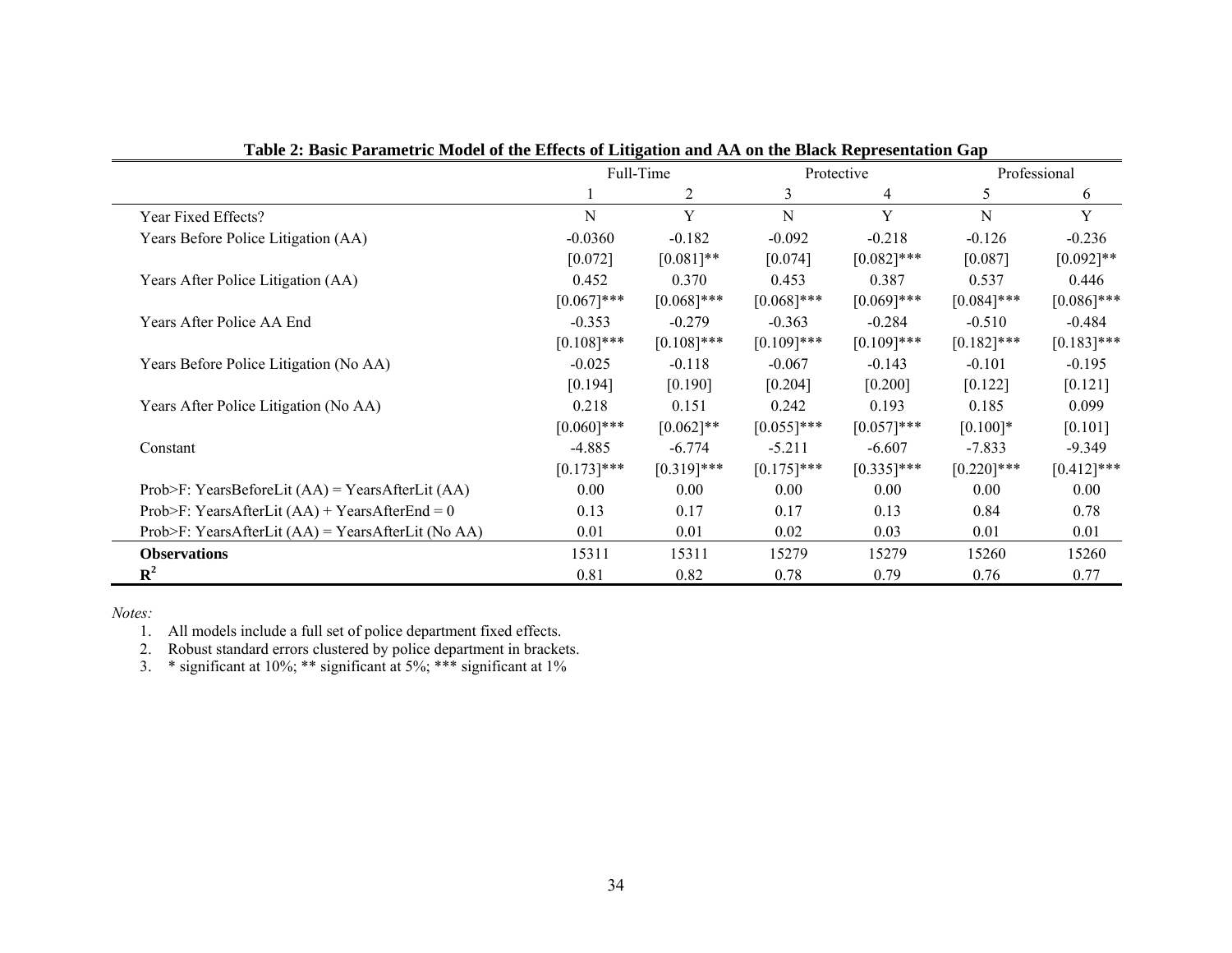**Table 2: Basic Parametric Model of the Effects of Litigation and AA on the Black Representation Gap**

| | Full-Time | | Protective | | Professional | |
|---|---|---|---|---|---|---|
| | 1 | 2 | 3 | 4 | 5 | 6 |
| Year Fixed Effects? | N | Y | N | Y | N | Y |
| Years Before Police Litigation (AA) | -0.0360 | -0.182 | -0.092 | -0.218 | -0.126 | -0.236 |
| | [0.072] | [0.081]** | [0.074] | [0.082]*** | [0.087] | [0.092]** |
| Years After Police Litigation (AA) | 0.452 | 0.370 | 0.453 | 0.387 | 0.537 | 0.446 |
| | [0.067]*** | [0.068]*** | [0.068]*** | [0.069]*** | [0.084]*** | [0.086]*** |
| Years After Police AA End | -0.353 | -0.279 | -0.363 | -0.284 | -0.510 | -0.484 |
| | [0.108]*** | [0.108]*** | [0.109]*** | [0.109]*** | [0.182]*** | [0.183]*** |
| Years Before Police Litigation (No AA) | -0.025 | -0.118 | -0.067 | -0.143 | -0.101 | -0.195 |
| | [0.194] | [0.190] | [0.204] | [0.200] | [0.122] | [0.121] |
| Years After Police Litigation (No AA) | 0.218 | 0.151 | 0.242 | 0.193 | 0.185 | 0.099 |
| | [0.060]*** | [0.062]** | [0.055]*** | [0.057]*** | [0.100]* | [0.101] |
| Constant | -4.885 | -6.774 | -5.211 | -6.607 | -7.833 | -9.349 |
| | [0.173]*** | [0.319]*** | [0.175]*** | [0.335]*** | [0.220]*** | [0.412]*** |
| Prob>F: YearsBeforeLit (AA) = YearsAfterLit (AA) | 0.00 | 0.00 | 0.00 | 0.00 | 0.00 | 0.00 |
| Prob>F: YearsAfterLit (AA) + YearsAfterEnd = 0 | 0.13 | 0.17 | 0.17 | 0.13 | 0.84 | 0.78 |
| Prob>F: YearsAfterLit (AA) = YearsAfterLit (No AA) | 0.01 | 0.01 | 0.02 | 0.03 | 0.01 | 0.01 |
| **Observations** | 15311 | 15311 | 15279 | 15279 | 15260 | 15260 |
| $\mathbf{R^2}$ | 0.81 | 0.82 | 0.78 | 0.79 | 0.76 | 0.77 |

*Notes:*

1. All models include a full set of police department fixed effects.
2. Robust standard errors clustered by police department in brackets.
3. * significant at 10%; ** significant at 5%; *** significant at 1%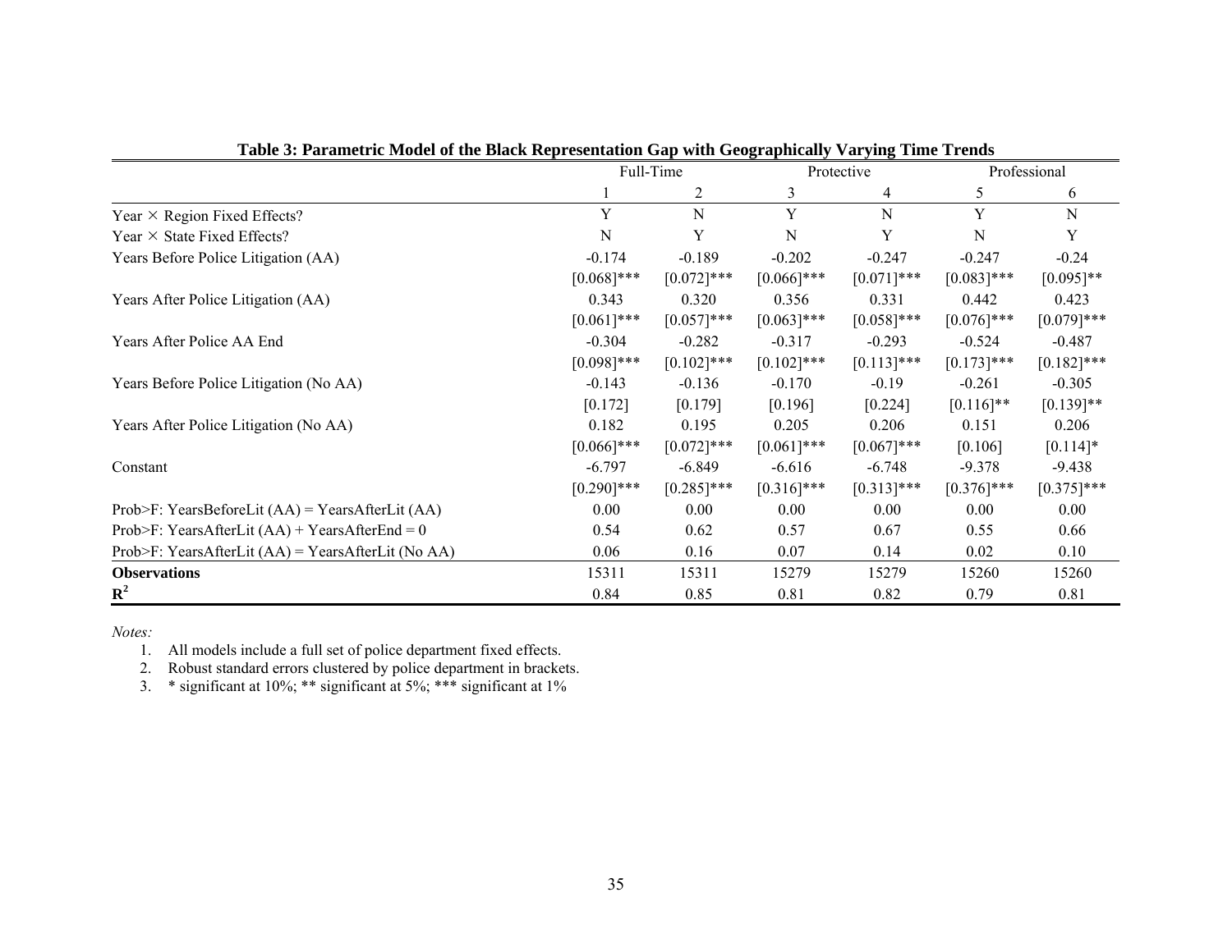**Table 3: Parametric Model of the Black Representation Gap with Geographically Varying Time Trends**

| | Full-Time | | Protective | | Professional | |
|---|---|---|---|---|---|---|
| | 1 | 2 | 3 | 4 | 5 | 6 |
| Year × Region Fixed Effects? | Y | N | Y | N | Y | N |
| Year × State Fixed Effects? | N | Y | N | Y | N | Y |
| Years Before Police Litigation (AA) | -0.174 | -0.189 | -0.202 | -0.247 | -0.247 | -0.24 |
| | [0.068]*** | [0.072]*** | [0.066]*** | [0.071]*** | [0.083]*** | [0.095]** |
| Years After Police Litigation (AA) | 0.343 | 0.320 | 0.356 | 0.331 | 0.442 | 0.423 |
| | [0.061]*** | [0.057]*** | [0.063]*** | [0.058]*** | [0.076]*** | [0.079]*** |
| Years After Police AA End | -0.304 | -0.282 | -0.317 | -0.293 | -0.524 | -0.487 |
| | [0.098]*** | [0.102]*** | [0.102]*** | [0.113]*** | [0.173]*** | [0.182]*** |
| Years Before Police Litigation (No AA) | -0.143 | -0.136 | -0.170 | -0.19 | -0.261 | -0.305 |
| | [0.172] | [0.179] | [0.196] | [0.224] | [0.116]** | [0.139]** |
| Years After Police Litigation (No AA) | 0.182 | 0.195 | 0.205 | 0.206 | 0.151 | 0.206 |
| | [0.066]*** | [0.072]*** | [0.061]*** | [0.067]*** | [0.106] | [0.114]* |
| Constant | -6.797 | -6.849 | -6.616 | -6.748 | -9.378 | -9.438 |
| | [0.290]*** | [0.285]*** | [0.316]*** | [0.313]*** | [0.376]*** | [0.375]*** |
| Prob>F: YearsBeforeLit (AA) = YearsAfterLit (AA) | 0.00 | 0.00 | 0.00 | 0.00 | 0.00 | 0.00 |
| Prob>F: YearsAfterLit (AA) + YearsAfterEnd = 0 | 0.54 | 0.62 | 0.57 | 0.67 | 0.55 | 0.66 |
| Prob>F: YearsAfterLit (AA) = YearsAfterLit (No AA) | 0.06 | 0.16 | 0.07 | 0.14 | 0.02 | 0.10 |
| **Observations** | 15311 | 15311 | 15279 | 15279 | 15260 | 15260 |
| $\mathbf{R^2}$ | 0.84 | 0.85 | 0.81 | 0.82 | 0.79 | 0.81 |

*Notes:*

1. All models include a full set of police department fixed effects.
2. Robust standard errors clustered by police department in brackets.
3. * significant at 10%; ** significant at 5%; *** significant at 1%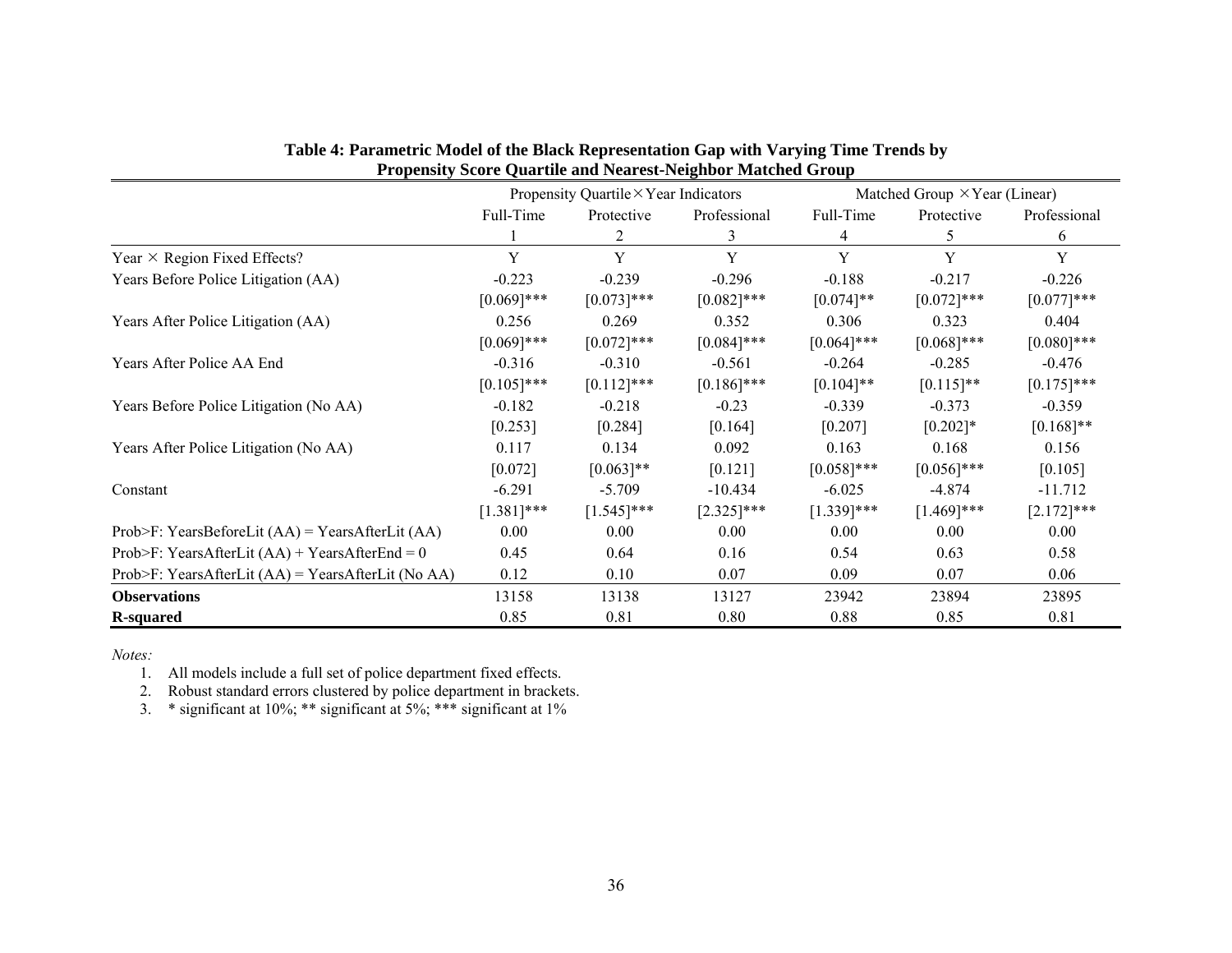**Table 4: Parametric Model of the Black Representation Gap with Varying Time Trends by Propensity Score Quartile and Nearest-Neighbor Matched Group**

| | Propensity Quartile × Year Indicators | | | Matched Group × Year (Linear) | | |
|---|---|---|---|---|---|---|
| | Full-Time | Protective | Professional | Full-Time | Protective | Professional |
| | 1 | 2 | 3 | 4 | 5 | 6 |
| Year × Region Fixed Effects? | Y | Y | Y | Y | Y | Y |
| Years Before Police Litigation (AA) | -0.223 | -0.239 | -0.296 | -0.188 | -0.217 | -0.226 |
| | [0.069]*** | [0.073]*** | [0.082]*** | [0.074]** | [0.072]*** | [0.077]*** |
| Years After Police Litigation (AA) | 0.256 | 0.269 | 0.352 | 0.306 | 0.323 | 0.404 |
| | [0.069]*** | [0.072]*** | [0.084]*** | [0.064]*** | [0.068]*** | [0.080]*** |
| Years After Police AA End | -0.316 | -0.310 | -0.561 | -0.264 | -0.285 | -0.476 |
| | [0.105]*** | [0.112]*** | [0.186]*** | [0.104]** | [0.115]** | [0.175]*** |
| Years Before Police Litigation (No AA) | -0.182 | -0.218 | -0.23 | -0.339 | -0.373 | -0.359 |
| | [0.253] | [0.284] | [0.164] | [0.207] | [0.202]* | [0.168]** |
| Years After Police Litigation (No AA) | 0.117 | 0.134 | 0.092 | 0.163 | 0.168 | 0.156 |
| | [0.072] | [0.063]** | [0.121] | [0.058]*** | [0.056]*** | [0.105] |
| Constant | -6.291 | -5.709 | -10.434 | -6.025 | -4.874 | -11.712 |
| | [1.381]*** | [1.545]*** | [2.325]*** | [1.339]*** | [1.469]*** | [2.172]*** |
| Prob>F: YearsBeforeLit (AA) = YearsAfterLit (AA) | 0.00 | 0.00 | 0.00 | 0.00 | 0.00 | 0.00 |
| Prob>F: YearsAfterLit (AA) + YearsAfterEnd = 0 | 0.45 | 0.64 | 0.16 | 0.54 | 0.63 | 0.58 |
| Prob>F: YearsAfterLit (AA) = YearsAfterLit (No AA) | 0.12 | 0.10 | 0.07 | 0.09 | 0.07 | 0.06 |
| **Observations** | 13158 | 13138 | 13127 | 23942 | 23894 | 23895 |
| **R-squared** | 0.85 | 0.81 | 0.80 | 0.88 | 0.85 | 0.81 |

*Notes:*

1. All models include a full set of police department fixed effects.
2. Robust standard errors clustered by police department in brackets.
3. * significant at 10%; ** significant at 5%; *** significant at 1%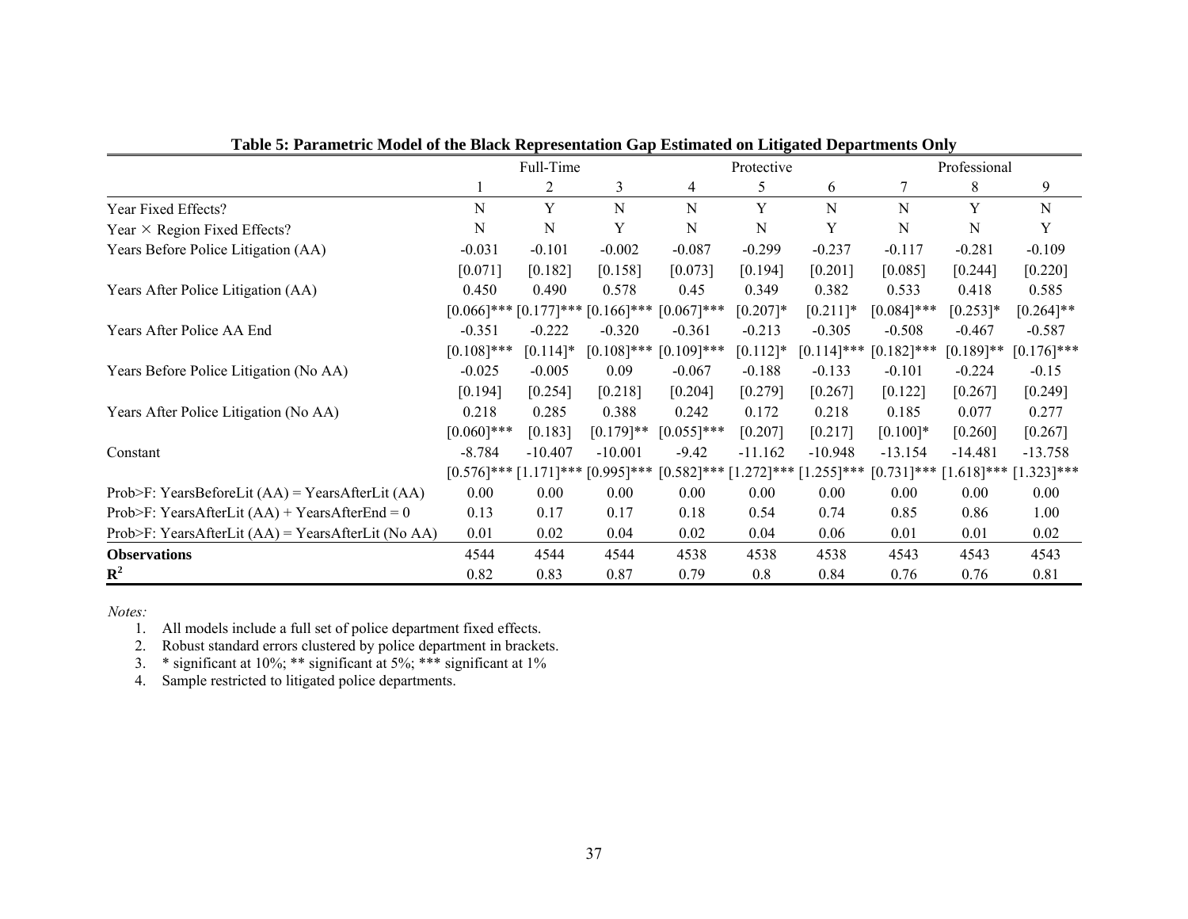**Table 5: Parametric Model of the Black Representation Gap Estimated on Litigated Departments Only**

| | Full-Time | | | Protective | | | Professional | | |
|---|---|---|---|---|---|---|---|---|---|
| | 1 | 2 | 3 | 4 | 5 | 6 | 7 | 8 | 9 |
| Year Fixed Effects? | N | Y | N | N | Y | N | N | Y | N |
| Year × Region Fixed Effects? | N | N | Y | N | N | Y | N | N | Y |
| Years Before Police Litigation (AA) | -0.031 | -0.101 | -0.002 | -0.087 | -0.299 | -0.237 | -0.117 | -0.281 | -0.109 |
| | [0.071] | [0.182] | [0.158] | [0.073] | [0.194] | [0.201] | [0.085] | [0.244] | [0.220] |
| Years After Police Litigation (AA) | 0.450 | 0.490 | 0.578 | 0.45 | 0.349 | 0.382 | 0.533 | 0.418 | 0.585 |
| | [0.066]*** | [0.177]*** | [0.166]*** | [0.067]*** | [0.207]* | [0.211]* | [0.084]*** | [0.253]* | [0.264]** |
| Years After Police AA End | -0.351 | -0.222 | -0.320 | -0.361 | -0.213 | -0.305 | -0.508 | -0.467 | -0.587 |
| | [0.108]*** | [0.114]* | [0.108]*** | [0.109]*** | [0.112]* | [0.114]*** | [0.182]*** | [0.189]** | [0.176]*** |
| Years Before Police Litigation (No AA) | -0.025 | -0.005 | 0.09 | -0.067 | -0.188 | -0.133 | -0.101 | -0.224 | -0.15 |
| | [0.194] | [0.254] | [0.218] | [0.204] | [0.279] | [0.267] | [0.122] | [0.267] | [0.249] |
| Years After Police Litigation (No AA) | 0.218 | 0.285 | 0.388 | 0.242 | 0.172 | 0.218 | 0.185 | 0.077 | 0.277 |
| | [0.060]*** | [0.183] | [0.179]** | [0.055]*** | [0.207] | [0.217] | [0.100]* | [0.260] | [0.267] |
| Constant | -8.784 | -10.407 | -10.001 | -9.42 | -11.162 | -10.948 | -13.154 | -14.481 | -13.758 |
| | [0.576]*** | [1.171]*** | [0.995]*** | [0.582]*** | [1.272]*** | [1.255]*** | [0.731]*** | [1.618]*** | [1.323]*** |
| Prob>F: YearsBeforeLit (AA) = YearsAfterLit (AA) | 0.00 | 0.00 | 0.00 | 0.00 | 0.00 | 0.00 | 0.00 | 0.00 | 0.00 |
| Prob>F: YearsAfterLit (AA) + YearsAfterEnd = 0 | 0.13 | 0.17 | 0.17 | 0.18 | 0.54 | 0.74 | 0.85 | 0.86 | 1.00 |
| Prob>F: YearsAfterLit (AA) = YearsAfterLit (No AA) | 0.01 | 0.02 | 0.04 | 0.02 | 0.04 | 0.06 | 0.01 | 0.01 | 0.02 |
| **Observations** | 4544 | 4544 | 4544 | 4538 | 4538 | 4538 | 4543 | 4543 | 4543 |
| $\mathbf{R^2}$ | 0.82 | 0.83 | 0.87 | 0.79 | 0.8 | 0.84 | 0.76 | 0.76 | 0.81 |

*Notes:*

1. All models include a full set of police department fixed effects.
2. Robust standard errors clustered by police department in brackets.
3. * significant at 10%; ** significant at 5%; *** significant at 1%
4. Sample restricted to litigated police departments.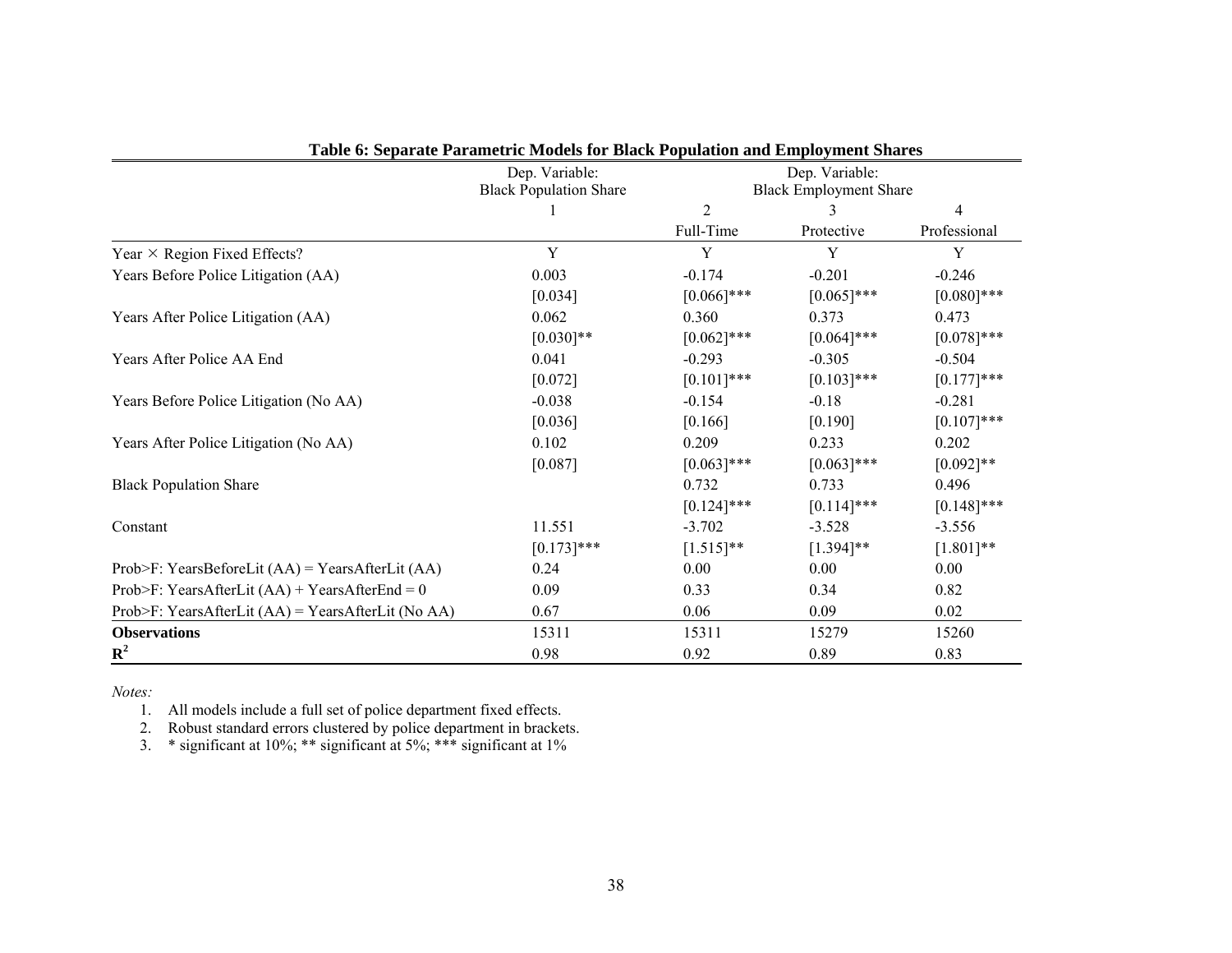**Table 6: Separate Parametric Models for Black Population and Employment Shares**

| | Dep. Variable: Black Population Share | Dep. Variable: Black Employment Share | | |
|---|---|---|---|---|
| | 1 | 2 | 3 | 4 |
| | | Full-Time | Protective | Professional |
| Year × Region Fixed Effects? | Y | Y | Y | Y |
| Years Before Police Litigation (AA) | 0.003 | -0.174 | -0.201 | -0.246 |
| | [0.034] | [0.066]*** | [0.065]*** | [0.080]*** |
| Years After Police Litigation (AA) | 0.062 | 0.360 | 0.373 | 0.473 |
| | [0.030]** | [0.062]*** | [0.064]*** | [0.078]*** |
| Years After Police AA End | 0.041 | -0.293 | -0.305 | -0.504 |
| | [0.072] | [0.101]*** | [0.103]*** | [0.177]*** |
| Years Before Police Litigation (No AA) | -0.038 | -0.154 | -0.18 | -0.281 |
| | [0.036] | [0.166] | [0.190] | [0.107]*** |
| Years After Police Litigation (No AA) | 0.102 | 0.209 | 0.233 | 0.202 |
| | [0.087] | [0.063]*** | [0.063]*** | [0.092]** |
| Black Population Share | | 0.732 | 0.733 | 0.496 |
| | | [0.124]*** | [0.114]*** | [0.148]*** |
| Constant | 11.551 | -3.702 | -3.528 | -3.556 |
| | [0.173]*** | [1.515]** | [1.394]** | [1.801]** |
| Prob>F: YearsBeforeLit (AA) = YearsAfterLit (AA) | 0.24 | 0.00 | 0.00 | 0.00 |
| Prob>F: YearsAfterLit (AA) + YearsAfterEnd = 0 | 0.09 | 0.33 | 0.34 | 0.82 |
| Prob>F: YearsAfterLit (AA) = YearsAfterLit (No AA) | 0.67 | 0.06 | 0.09 | 0.02 |
| **Observations** | 15311 | 15311 | 15279 | 15260 |
| $\mathbf{R^2}$ | 0.98 | 0.92 | 0.89 | 0.83 |

*Notes:*

1. All models include a full set of police department fixed effects.
2. Robust standard errors clustered by police department in brackets.
3. * significant at 10%; ** significant at 5%; *** significant at 1%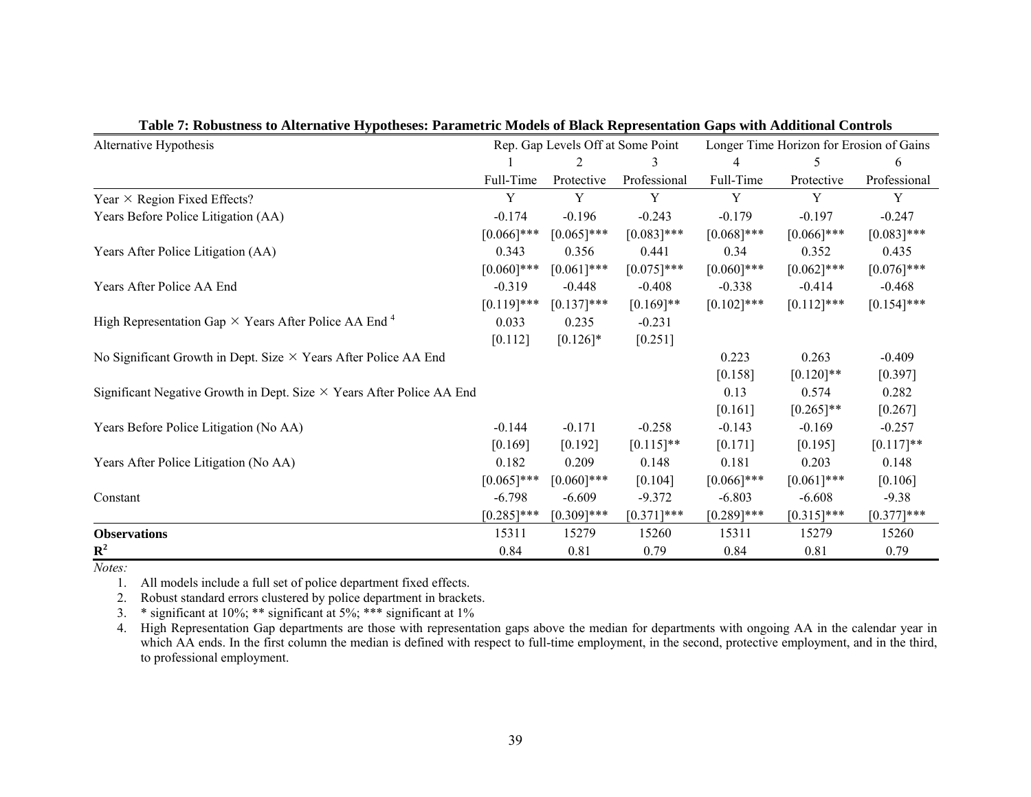**Table 7: Robustness to Alternative Hypotheses: Parametric Models of Black Representation Gaps with Additional Controls**

| Alternative Hypothesis | Rep. Gap Levels Off at Some Point | | | Longer Time Horizon for Erosion of Gains | | |
|---|---|---|---|---|---|---|
| | 1 | 2 | 3 | 4 | 5 | 6 |
| | Full-Time | Protective | Professional | Full-Time | Protective | Professional |
| Year × Region Fixed Effects? | Y | Y | Y | Y | Y | Y |
| Years Before Police Litigation (AA) | -0.174 | -0.196 | -0.243 | -0.179 | -0.197 | -0.247 |
| | [0.066]*** | [0.065]*** | [0.083]*** | [0.068]*** | [0.066]*** | [0.083]*** |
| Years After Police Litigation (AA) | 0.343 | 0.356 | 0.441 | 0.34 | 0.352 | 0.435 |
| | [0.060]*** | [0.061]*** | [0.075]*** | [0.060]*** | [0.062]*** | [0.076]*** |
| Years After Police AA End | -0.319 | -0.448 | -0.408 | -0.338 | -0.414 | -0.468 |
| | [0.119]*** | [0.137]*** | [0.169]** | [0.102]*** | [0.112]*** | [0.154]*** |
| High Representation Gap × Years After Police AA End [4] | 0.033 | 0.235 | -0.231 | | | |
| | [0.112] | [0.126]* | [0.251] | | | |
| No Significant Growth in Dept. Size × Years After Police AA End | | | | 0.223 | 0.263 | -0.409 |
| | | | | [0.158] | [0.120]** | [0.397] |
| Significant Negative Growth in Dept. Size × Years After Police AA End | | | | 0.13 | 0.574 | 0.282 |
| | | | | [0.161] | [0.265]** | [0.267] |
| Years Before Police Litigation (No AA) | -0.144 | -0.171 | -0.258 | -0.143 | -0.169 | -0.257 |
| | [0.169] | [0.192] | [0.115]** | [0.171] | [0.195] | [0.117]** |
| Years After Police Litigation (No AA) | 0.182 | 0.209 | 0.148 | 0.181 | 0.203 | 0.148 |
| | [0.065]*** | [0.060]*** | [0.104] | [0.066]*** | [0.061]*** | [0.106] |
| Constant | -6.798 | -6.609 | -9.372 | -6.803 | -6.608 | -9.38 |
| | [0.285]*** | [0.309]*** | [0.371]*** | [0.289]*** | [0.315]*** | [0.377]*** |
| **Observations** | 15311 | 15279 | 15260 | 15311 | 15279 | 15260 |
| $\mathbf{R^2}$ | 0.84 | 0.81 | 0.79 | 0.84 | 0.81 | 0.79 |

*Notes:*

1. All models include a full set of police department fixed effects.
2. Robust standard errors clustered by police department in brackets.
3. * significant at 10%; ** significant at 5%; *** significant at 1%
4. High Representation Gap departments are those with representation gaps above the median for departments with ongoing AA in the calendar year in which AA ends. In the first column the median is defined with respect to full-time employment, in the second, protective employment, and in the third, to professional employment.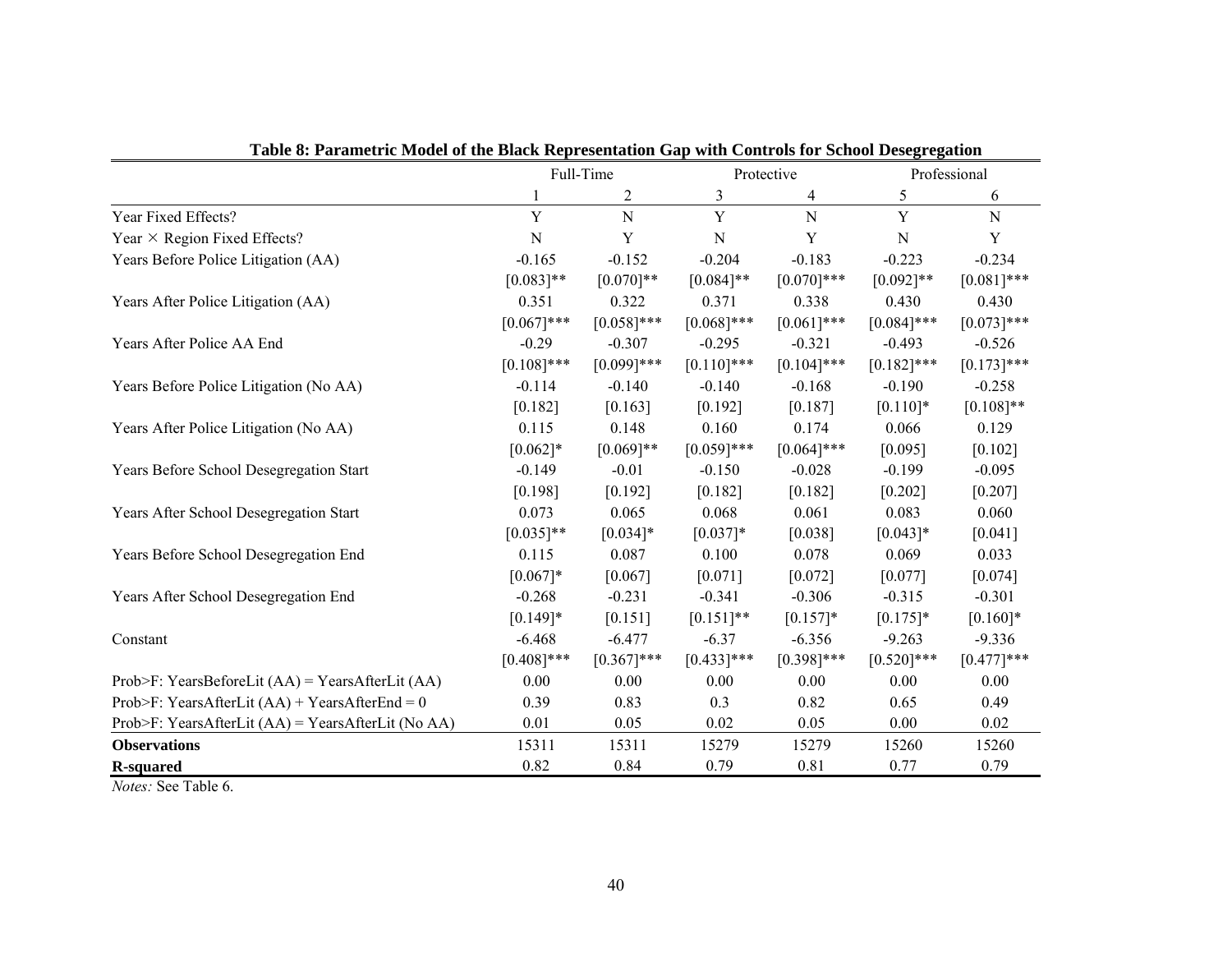**Table 8: Parametric Model of the Black Representation Gap with Controls for School Desegregation**

| | Full-Time | | Protective | | Professional | |
|---|---|---|---|---|---|---|
| | 1 | 2 | 3 | 4 | 5 | 6 |
| Year Fixed Effects? | Y | N | Y | N | Y | N |
| Year × Region Fixed Effects? | N | Y | N | Y | N | Y |
| Years Before Police Litigation (AA) | -0.165 | -0.152 | -0.204 | -0.183 | -0.223 | -0.234 |
| | [0.083]** | [0.070]** | [0.084]** | [0.070]*** | [0.092]** | [0.081]*** |
| Years After Police Litigation (AA) | 0.351 | 0.322 | 0.371 | 0.338 | 0.430 | 0.430 |
| | [0.067]*** | [0.058]*** | [0.068]*** | [0.061]*** | [0.084]*** | [0.073]*** |
| Years After Police AA End | -0.29 | -0.307 | -0.295 | -0.321 | -0.493 | -0.526 |
| | [0.108]*** | [0.099]*** | [0.110]*** | [0.104]*** | [0.182]*** | [0.173]*** |
| Years Before Police Litigation (No AA) | -0.114 | -0.140 | -0.140 | -0.168 | -0.190 | -0.258 |
| | [0.182] | [0.163] | [0.192] | [0.187] | [0.110]* | [0.108]** |
| Years After Police Litigation (No AA) | 0.115 | 0.148 | 0.160 | 0.174 | 0.066 | 0.129 |
| | [0.062]* | [0.069]** | [0.059]*** | [0.064]*** | [0.095] | [0.102] |
| Years Before School Desegregation Start | -0.149 | -0.01 | -0.150 | -0.028 | -0.199 | -0.095 |
| | [0.198] | [0.192] | [0.182] | [0.182] | [0.202] | [0.207] |
| Years After School Desegregation Start | 0.073 | 0.065 | 0.068 | 0.061 | 0.083 | 0.060 |
| | [0.035]** | [0.034]* | [0.037]* | [0.038] | [0.043]* | [0.041] |
| Years Before School Desegregation End | 0.115 | 0.087 | 0.100 | 0.078 | 0.069 | 0.033 |
| | [0.067]* | [0.067] | [0.071] | [0.072] | [0.077] | [0.074] |
| Years After School Desegregation End | -0.268 | -0.231 | -0.341 | -0.306 | -0.315 | -0.301 |
| | [0.149]* | [0.151] | [0.151]** | [0.157]* | [0.175]* | [0.160]* |
| Constant | -6.468 | -6.477 | -6.37 | -6.356 | -9.263 | -9.336 |
| | [0.408]*** | [0.367]*** | [0.433]*** | [0.398]*** | [0.520]*** | [0.477]*** |
| Prob>F: YearsBeforeLit (AA) = YearsAfterLit (AA) | 0.00 | 0.00 | 0.00 | 0.00 | 0.00 | 0.00 |
| Prob>F: YearsAfterLit (AA) + YearsAfterEnd = 0 | 0.39 | 0.83 | 0.3 | 0.82 | 0.65 | 0.49 |
| Prob>F: YearsAfterLit (AA) = YearsAfterLit (No AA) | 0.01 | 0.05 | 0.02 | 0.05 | 0.00 | 0.02 |
| **Observations** | 15311 | 15311 | 15279 | 15279 | 15260 | 15260 |
| **R-squared** | 0.82 | 0.84 | 0.79 | 0.81 | 0.77 | 0.79 |

*Notes:* See Table 6.